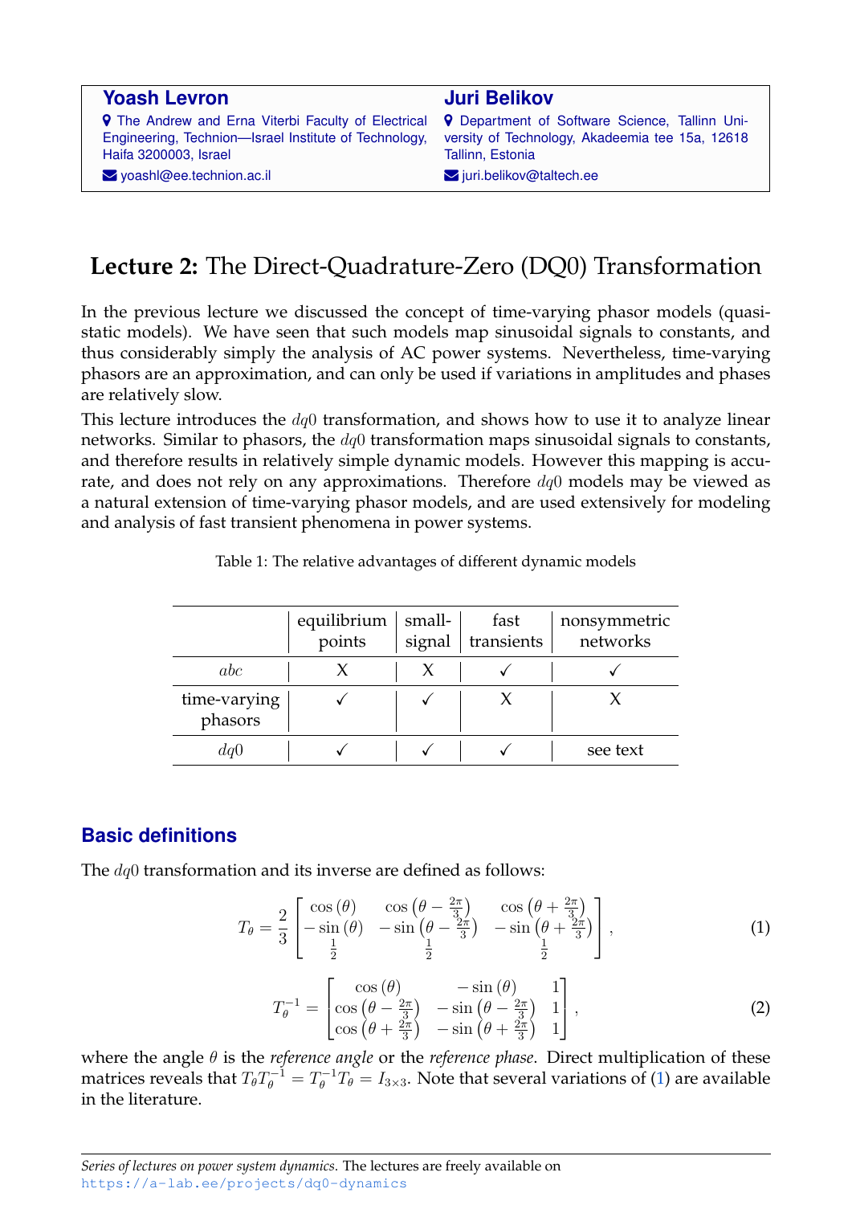**Yoash Levron**
The Andrew and Erna Viterbi Faculty of Electrical Engineering, Technion—Israel Institute of Technology, Haifa 3200003, Israel
yoashl@ee.technion.ac.il

**Juri Belikov**
Department of Software Science, Tallinn University of Technology, Akadeemia tee 15a, 12618 Tallinn, Estonia
juri.belikov@taltech.ee

# **Lecture 2:** The Direct-Quadrature-Zero (DQ0) Transformation

In the previous lecture we discussed the concept of time-varying phasor models (quasi-static models). We have seen that such models map sinusoidal signals to constants, and thus considerably simply the analysis of AC power systems. Nevertheless, time-varying phasors are an approximation, and can only be used if variations in amplitudes and phases are relatively slow.

This lecture introduces the $dq0$ transformation, and shows how to use it to analyze linear networks. Similar to phasors, the $dq0$ transformation maps sinusoidal signals to constants, and therefore results in relatively simple dynamic models. However this mapping is accurate, and does not rely on any approximations. Therefore $dq0$ models may be viewed as a natural extension of time-varying phasor models, and are used extensively for modeling and analysis of fast transient phenomena in power systems.

Table 1: The relative advantages of different dynamic models

| | equilibrium points | small-signal | fast transients | nonsymmetric networks |
|---|---|---|---|---|
| $abc$ | X | X | ✓ | ✓ |
| time-varying phasors | ✓ | ✓ | X | X |
| $dq0$ | ✓ | ✓ | ✓ | see text |

## Basic definitions

The $dq0$ transformation and its inverse are defined as follows:

$$T_\theta = \frac{2}{3}\begin{bmatrix} \cos(\theta) & \cos\left(\theta - \frac{2\pi}{3}\right) & \cos\left(\theta + \frac{2\pi}{3}\right) \\ -\sin(\theta) & -\sin\left(\theta - \frac{2\pi}{3}\right) & -\sin\left(\theta + \frac{2\pi}{3}\right) \\ \frac{1}{2} & \frac{1}{2} & \frac{1}{2} \end{bmatrix}, \tag{1}$$

$$T_\theta^{-1} = \begin{bmatrix} \cos(\theta) & -\sin(\theta) & 1 \\ \cos\left(\theta - \frac{2\pi}{3}\right) & -\sin\left(\theta - \frac{2\pi}{3}\right) & 1 \\ \cos\left(\theta + \frac{2\pi}{3}\right) & -\sin\left(\theta + \frac{2\pi}{3}\right) & 1 \end{bmatrix}, \tag{2}$$

where the angle $\theta$ is the *reference angle* or the *reference phase*. Direct multiplication of these matrices reveals that $T_\theta T_\theta^{-1} = T_\theta^{-1} T_\theta = I_{3\times 3}$. Note that several variations of (1) are available in the literature.

*Series of lectures on power system dynamics.* The lectures are freely available on https://a-lab.ee/projects/dq0-dynamics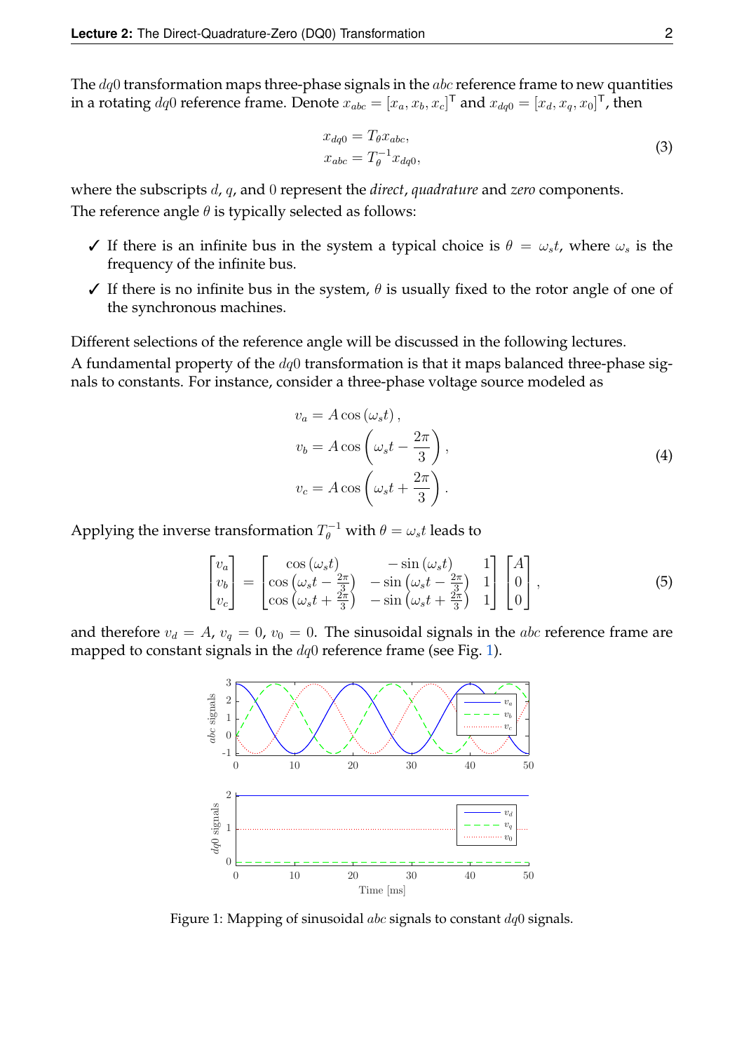The $dq0$ transformation maps three-phase signals in the $abc$ reference frame to new quantities in a rotating $dq0$ reference frame. Denote $x_{abc} = [x_a, x_b, x_c]^\mathsf{T}$ and $x_{dq0} = [x_d, x_q, x_0]^\mathsf{T}$, then

$$
\begin{aligned}
x_{dq0} &= T_\theta x_{abc}, \\
x_{abc} &= T_\theta^{-1} x_{dq0},
\end{aligned}
\tag{3}
$$

where the subscripts $d$, $q$, and $0$ represent the *direct*, *quadrature* and *zero* components.
The reference angle $\theta$ is typically selected as follows:

- ✓ If there is an infinite bus in the system a typical choice is $\theta = \omega_s t$, where $\omega_s$ is the frequency of the infinite bus.
- ✓ If there is no infinite bus in the system, $\theta$ is usually fixed to the rotor angle of one of the synchronous machines.

Different selections of the reference angle will be discussed in the following lectures.
A fundamental property of the $dq0$ transformation is that it maps balanced three-phase signals to constants. For instance, consider a three-phase voltage source modeled as

$$
\begin{aligned}
v_a &= A\cos\left(\omega_s t\right), \\
v_b &= A\cos\left(\omega_s t - \frac{2\pi}{3}\right), \\
v_c &= A\cos\left(\omega_s t + \frac{2\pi}{3}\right).
\end{aligned}
\tag{4}
$$

Applying the inverse transformation $T_\theta^{-1}$ with $\theta = \omega_s t$ leads to

$$
\begin{bmatrix} v_a \\ v_b \\ v_c \end{bmatrix} = \begin{bmatrix} \cos\left(\omega_s t\right) & -\sin\left(\omega_s t\right) & 1 \\ \cos\left(\omega_s t - \frac{2\pi}{3}\right) & -\sin\left(\omega_s t - \frac{2\pi}{3}\right) & 1 \\ \cos\left(\omega_s t + \frac{2\pi}{3}\right) & -\sin\left(\omega_s t + \frac{2\pi}{3}\right) & 1 \end{bmatrix} \begin{bmatrix} A \\ 0 \\ 0 \end{bmatrix},
\tag{5}
$$

and therefore $v_d = A$, $v_q = 0$, $v_0 = 0$. The sinusoidal signals in the $abc$ reference frame are mapped to constant signals in the $dq0$ reference frame (see Fig. 1).

Figure 1: Mapping of sinusoidal $abc$ signals to constant $dq0$ signals.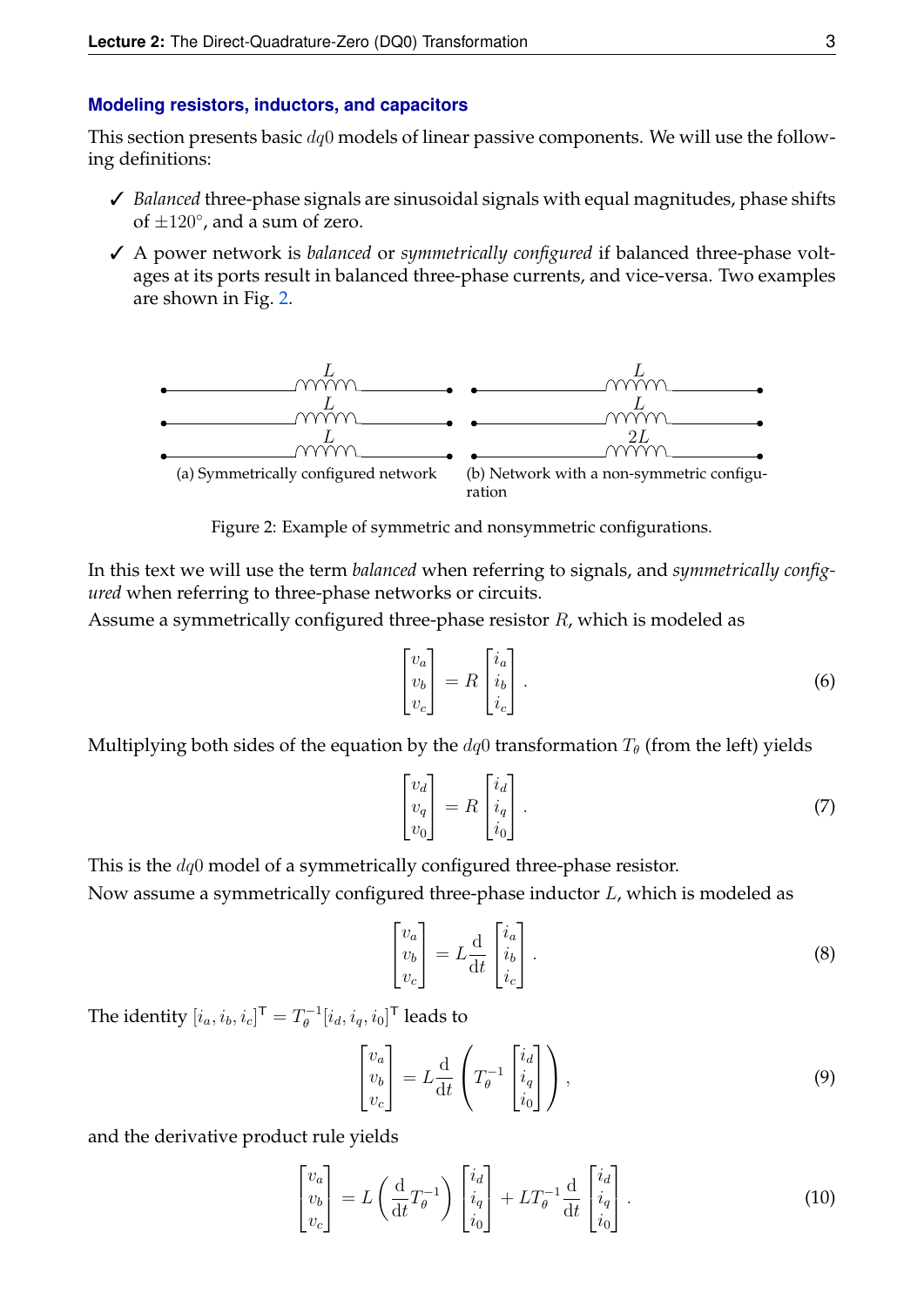### Modeling resistors, inductors, and capacitors

This section presents basic $dq0$ models of linear passive components. We will use the following definitions:

- ✓ *Balanced* three-phase signals are sinusoidal signals with equal magnitudes, phase shifts of $\pm 120°$, and a sum of zero.
- ✓ A power network is *balanced* or *symmetrically configured* if balanced three-phase voltages at its ports result in balanced three-phase currents, and vice-versa. Two examples are shown in Fig. 2.

(a) Symmetrically configured network

(b) Network with a non-symmetric configuration

Figure 2: Example of symmetric and nonsymmetric configurations.

In this text we will use the term *balanced* when referring to signals, and *symmetrically configured* when referring to three-phase networks or circuits.

Assume a symmetrically configured three-phase resistor $R$, which is modeled as

$$\begin{bmatrix} v_a \\ v_b \\ v_c \end{bmatrix} = R \begin{bmatrix} i_a \\ i_b \\ i_c \end{bmatrix}. \tag{6}$$

Multiplying both sides of the equation by the $dq0$ transformation $T_\theta$ (from the left) yields

$$\begin{bmatrix} v_d \\ v_q \\ v_0 \end{bmatrix} = R \begin{bmatrix} i_d \\ i_q \\ i_0 \end{bmatrix}. \tag{7}$$

This is the $dq0$ model of a symmetrically configured three-phase resistor.

Now assume a symmetrically configured three-phase inductor $L$, which is modeled as

$$\begin{bmatrix} v_a \\ v_b \\ v_c \end{bmatrix} = L \frac{\mathrm{d}}{\mathrm{d}t} \begin{bmatrix} i_a \\ i_b \\ i_c \end{bmatrix}. \tag{8}$$

The identity $[i_a, i_b, i_c]^\mathsf{T} = T_\theta^{-1} [i_d, i_q, i_0]^\mathsf{T}$ leads to

$$\begin{bmatrix} v_a \\ v_b \\ v_c \end{bmatrix} = L \frac{\mathrm{d}}{\mathrm{d}t} \left( T_\theta^{-1} \begin{bmatrix} i_d \\ i_q \\ i_0 \end{bmatrix} \right), \tag{9}$$

and the derivative product rule yields

$$\begin{bmatrix} v_a \\ v_b \\ v_c \end{bmatrix} = L \left( \frac{\mathrm{d}}{\mathrm{d}t} T_\theta^{-1} \right) \begin{bmatrix} i_d \\ i_q \\ i_0 \end{bmatrix} + L T_\theta^{-1} \frac{\mathrm{d}}{\mathrm{d}t} \begin{bmatrix} i_d \\ i_q \\ i_0 \end{bmatrix}. \tag{10}$$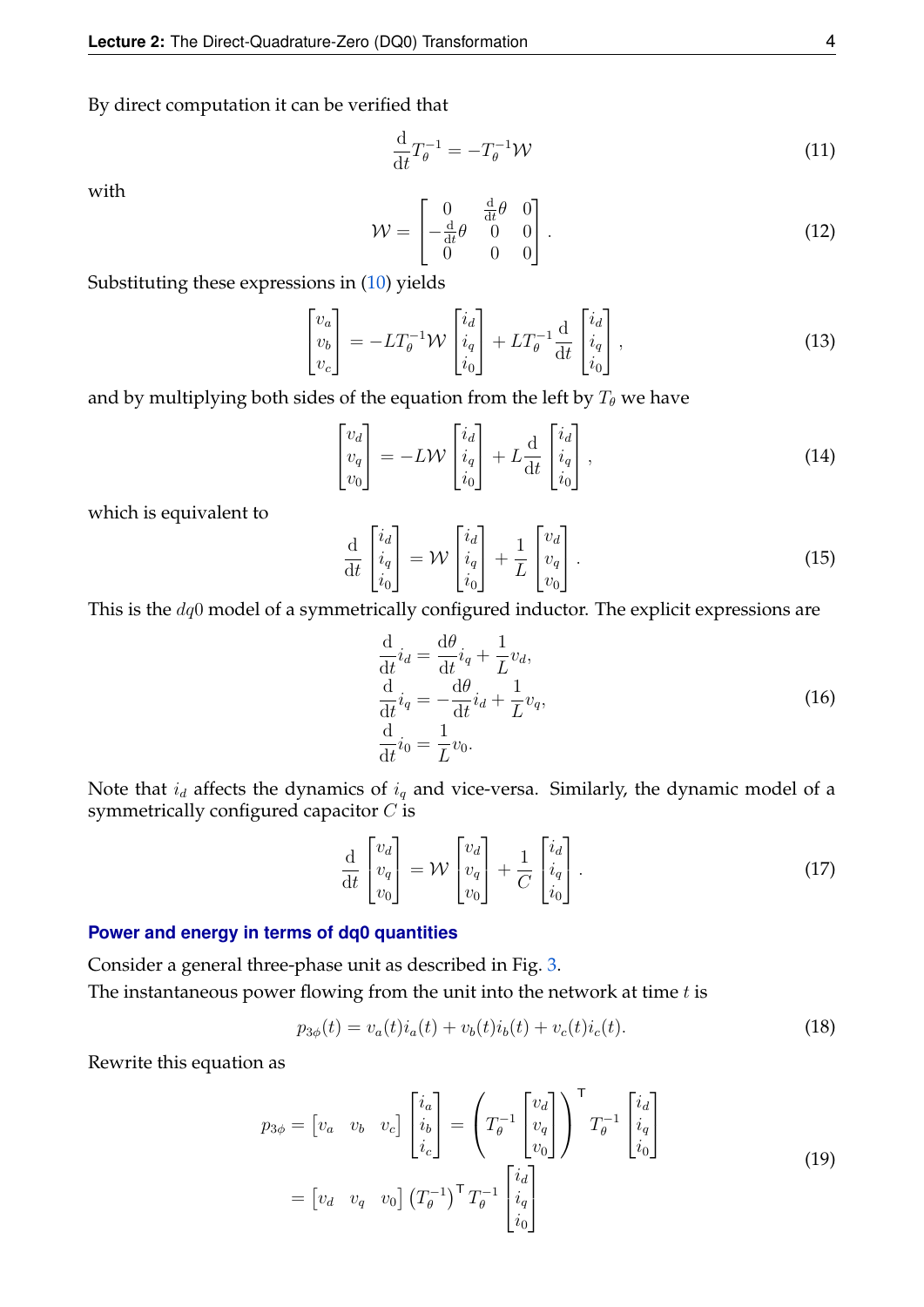By direct computation it can be verified that

$$\frac{\mathrm{d}}{\mathrm{d}t} T_\theta^{-1} = -T_\theta^{-1} \mathcal{W} \tag{11}$$

with

$$\mathcal{W} = \begin{bmatrix} 0 & \frac{\mathrm{d}}{\mathrm{d}t}\theta & 0 \\ -\frac{\mathrm{d}}{\mathrm{d}t}\theta & 0 & 0 \\ 0 & 0 & 0 \end{bmatrix}. \tag{12}$$

Substituting these expressions in (10) yields

$$\begin{bmatrix} v_a \\ v_b \\ v_c \end{bmatrix} = -L T_\theta^{-1} \mathcal{W} \begin{bmatrix} i_d \\ i_q \\ i_0 \end{bmatrix} + L T_\theta^{-1} \frac{\mathrm{d}}{\mathrm{d}t} \begin{bmatrix} i_d \\ i_q \\ i_0 \end{bmatrix}, \tag{13}$$

and by multiplying both sides of the equation from the left by $T_\theta$ we have

$$\begin{bmatrix} v_d \\ v_q \\ v_0 \end{bmatrix} = -L \mathcal{W} \begin{bmatrix} i_d \\ i_q \\ i_0 \end{bmatrix} + L \frac{\mathrm{d}}{\mathrm{d}t} \begin{bmatrix} i_d \\ i_q \\ i_0 \end{bmatrix}, \tag{14}$$

which is equivalent to

$$\frac{\mathrm{d}}{\mathrm{d}t} \begin{bmatrix} i_d \\ i_q \\ i_0 \end{bmatrix} = \mathcal{W} \begin{bmatrix} i_d \\ i_q \\ i_0 \end{bmatrix} + \frac{1}{L} \begin{bmatrix} v_d \\ v_q \\ v_0 \end{bmatrix}. \tag{15}$$

This is the $dq0$ model of a symmetrically configured inductor. The explicit expressions are

$$\begin{aligned} \frac{\mathrm{d}}{\mathrm{d}t} i_d &= \frac{\mathrm{d}\theta}{\mathrm{d}t} i_q + \frac{1}{L} v_d, \\ \frac{\mathrm{d}}{\mathrm{d}t} i_q &= -\frac{\mathrm{d}\theta}{\mathrm{d}t} i_d + \frac{1}{L} v_q, \\ \frac{\mathrm{d}}{\mathrm{d}t} i_0 &= \frac{1}{L} v_0. \end{aligned} \tag{16}$$

Note that $i_d$ affects the dynamics of $i_q$ and vice-versa. Similarly, the dynamic model of a symmetrically configured capacitor $C$ is

$$\frac{\mathrm{d}}{\mathrm{d}t} \begin{bmatrix} v_d \\ v_q \\ v_0 \end{bmatrix} = \mathcal{W} \begin{bmatrix} v_d \\ v_q \\ v_0 \end{bmatrix} + \frac{1}{C} \begin{bmatrix} i_d \\ i_q \\ i_0 \end{bmatrix}. \tag{17}$$

### Power and energy in terms of dq0 quantities

Consider a general three-phase unit as described in Fig. 3.

The instantaneous power flowing from the unit into the network at time $t$ is

$$p_{3\phi}(t) = v_a(t) i_a(t) + v_b(t) i_b(t) + v_c(t) i_c(t). \tag{18}$$

Rewrite this equation as

$$\begin{aligned} p_{3\phi} &= \begin{bmatrix} v_a & v_b & v_c \end{bmatrix} \begin{bmatrix} i_a \\ i_b \\ i_c \end{bmatrix} = \left( T_\theta^{-1} \begin{bmatrix} v_d \\ v_q \\ v_0 \end{bmatrix} \right)^{\mathsf{T}} T_\theta^{-1} \begin{bmatrix} i_d \\ i_q \\ i_0 \end{bmatrix} \\ &= \begin{bmatrix} v_d & v_q & v_0 \end{bmatrix} \left( T_\theta^{-1} \right)^{\mathsf{T}} T_\theta^{-1} \begin{bmatrix} i_d \\ i_q \\ i_0 \end{bmatrix} \end{aligned} \tag{19}$$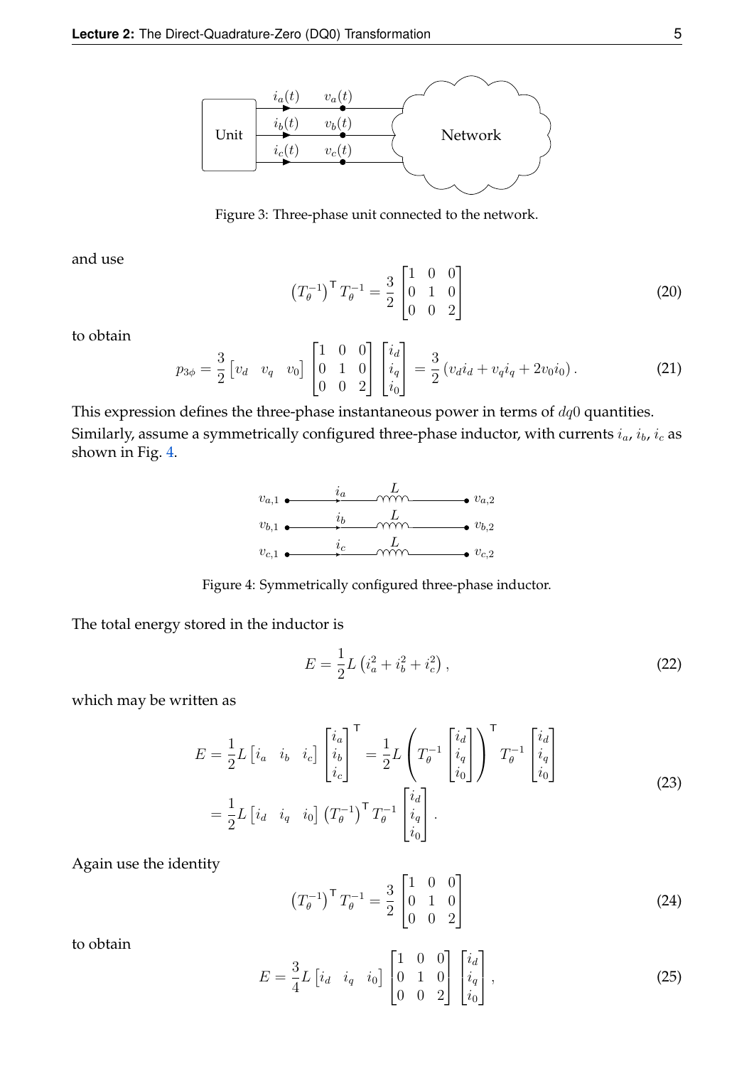Figure 3: Three-phase unit connected to the network.

and use

$$\left(T_\theta^{-1}\right)^\mathsf{T} T_\theta^{-1} = \frac{3}{2}\begin{bmatrix}1 & 0 & 0\\ 0 & 1 & 0\\ 0 & 0 & 2\end{bmatrix} \tag{20}$$

to obtain

$$p_{3\phi} = \frac{3}{2}\begin{bmatrix}v_d & v_q & v_0\end{bmatrix}\begin{bmatrix}1 & 0 & 0\\ 0 & 1 & 0\\ 0 & 0 & 2\end{bmatrix}\begin{bmatrix}i_d\\ i_q\\ i_0\end{bmatrix} = \frac{3}{2}\left(v_d i_d + v_q i_q + 2 v_0 i_0\right). \tag{21}$$

This expression defines the three-phase instantaneous power in terms of $dq0$ quantities. Similarly, assume a symmetrically configured three-phase inductor, with currents $i_a$, $i_b$, $i_c$ as shown in Fig. 4.

Figure 4: Symmetrically configured three-phase inductor.

The total energy stored in the inductor is

$$E = \frac{1}{2}L\left(i_a^2 + i_b^2 + i_c^2\right), \tag{22}$$

which may be written as

$$\begin{aligned}
E &= \frac{1}{2}L\begin{bmatrix}i_a & i_b & i_c\end{bmatrix}\begin{bmatrix}i_a\\ i_b\\ i_c\end{bmatrix}^\mathsf{T} = \frac{1}{2}L\left(T_\theta^{-1}\begin{bmatrix}i_d\\ i_q\\ i_0\end{bmatrix}\right)^\mathsf{T} T_\theta^{-1}\begin{bmatrix}i_d\\ i_q\\ i_0\end{bmatrix}\\
&= \frac{1}{2}L\begin{bmatrix}i_d & i_q & i_0\end{bmatrix}\left(T_\theta^{-1}\right)^\mathsf{T} T_\theta^{-1}\begin{bmatrix}i_d\\ i_q\\ i_0\end{bmatrix}.
\end{aligned} \tag{23}$$

Again use the identity

$$\left(T_\theta^{-1}\right)^\mathsf{T} T_\theta^{-1} = \frac{3}{2}\begin{bmatrix}1 & 0 & 0\\ 0 & 1 & 0\\ 0 & 0 & 2\end{bmatrix} \tag{24}$$

to obtain

$$E = \frac{3}{4}L\begin{bmatrix}i_d & i_q & i_0\end{bmatrix}\begin{bmatrix}1 & 0 & 0\\ 0 & 1 & 0\\ 0 & 0 & 2\end{bmatrix}\begin{bmatrix}i_d\\ i_q\\ i_0\end{bmatrix}, \tag{25}$$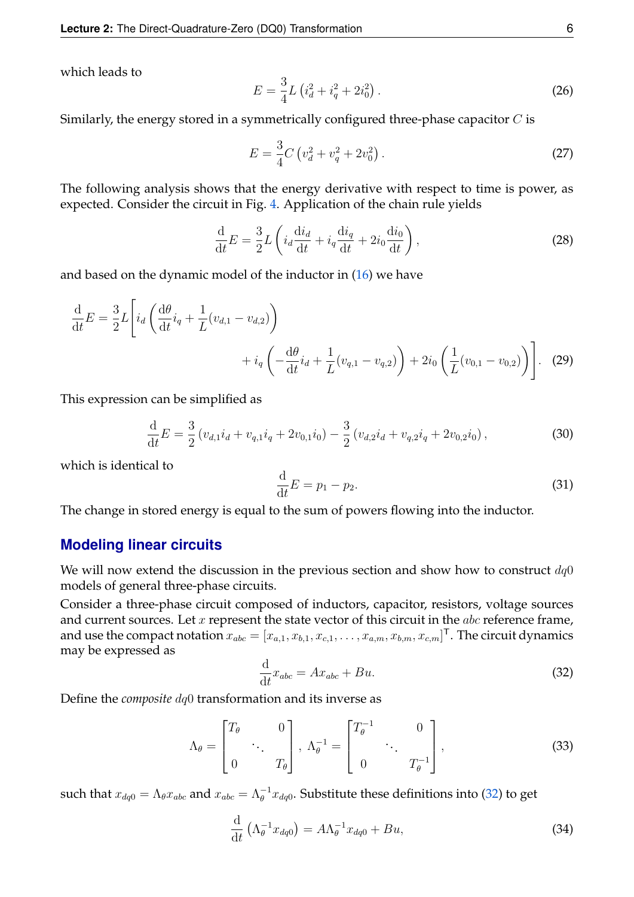which leads to

$$E = \frac{3}{4}L\left(i_d^2 + i_q^2 + 2i_0^2\right). \tag{26}$$

Similarly, the energy stored in a symmetrically configured three-phase capacitor $C$ is

$$E = \frac{3}{4}C\left(v_d^2 + v_q^2 + 2v_0^2\right). \tag{27}$$

The following analysis shows that the energy derivative with respect to time is power, as expected. Consider the circuit in Fig. 4. Application of the chain rule yields

$$\frac{\mathrm{d}}{\mathrm{d}t}E = \frac{3}{2}L\left(i_d\frac{\mathrm{d}i_d}{\mathrm{d}t} + i_q\frac{\mathrm{d}i_q}{\mathrm{d}t} + 2i_0\frac{\mathrm{d}i_0}{\mathrm{d}t}\right), \tag{28}$$

and based on the dynamic model of the inductor in (16) we have

$$\begin{aligned}\frac{\mathrm{d}}{\mathrm{d}t}E = \frac{3}{2}L\Bigg[ & i_d\left(\frac{\mathrm{d}\theta}{\mathrm{d}t}i_q + \frac{1}{L}(v_{d,1} - v_{d,2})\right) \\ & + i_q\left(-\frac{\mathrm{d}\theta}{\mathrm{d}t}i_d + \frac{1}{L}(v_{q,1} - v_{q,2})\right) + 2i_0\left(\frac{1}{L}(v_{0,1} - v_{0,2})\right)\Bigg]. \end{aligned} \tag{29}$$

This expression can be simplified as

$$\frac{\mathrm{d}}{\mathrm{d}t}E = \frac{3}{2}\left(v_{d,1}i_d + v_{q,1}i_q + 2v_{0,1}i_0\right) - \frac{3}{2}\left(v_{d,2}i_d + v_{q,2}i_q + 2v_{0,2}i_0\right), \tag{30}$$

which is identical to

$$\frac{\mathrm{d}}{\mathrm{d}t}E = p_1 - p_2. \tag{31}$$

The change in stored energy is equal to the sum of powers flowing into the inductor.

## Modeling linear circuits

We will now extend the discussion in the previous section and show how to construct $dq0$ models of general three-phase circuits.

Consider a three-phase circuit composed of inductors, capacitor, resistors, voltage sources and current sources. Let $x$ represent the state vector of this circuit in the $abc$ reference frame, and use the compact notation $x_{abc} = [x_{a,1}, x_{b,1}, x_{c,1}, \ldots, x_{a,m}, x_{b,m}, x_{c,m}]^\mathsf{T}$. The circuit dynamics may be expressed as

$$\frac{\mathrm{d}}{\mathrm{d}t}x_{abc} = Ax_{abc} + Bu. \tag{32}$$

Define the *composite* $dq0$ transformation and its inverse as

$$\Lambda_\theta = \begin{bmatrix} T_\theta & & 0 \\ & \ddots & \\ 0 & & T_\theta \end{bmatrix}, \ \Lambda_\theta^{-1} = \begin{bmatrix} T_\theta^{-1} & & 0 \\ & \ddots & \\ 0 & & T_\theta^{-1} \end{bmatrix}, \tag{33}$$

such that $x_{dq0} = \Lambda_\theta x_{abc}$ and $x_{abc} = \Lambda_\theta^{-1}x_{dq0}$. Substitute these definitions into (32) to get

$$\frac{\mathrm{d}}{\mathrm{d}t}\left(\Lambda_\theta^{-1}x_{dq0}\right) = A\Lambda_\theta^{-1}x_{dq0} + Bu, \tag{34}$$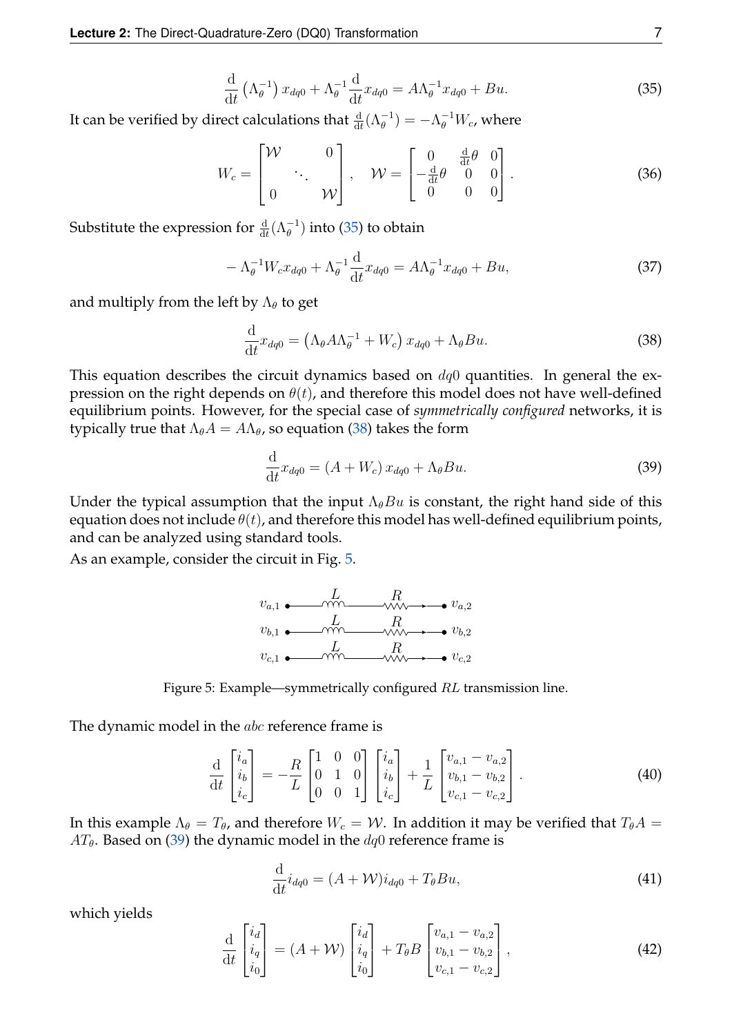$$\frac{\mathrm{d}}{\mathrm{d}t}\left(\Lambda_\theta^{-1}\right) x_{dq0} + \Lambda_\theta^{-1}\frac{\mathrm{d}}{\mathrm{d}t} x_{dq0} = A\Lambda_\theta^{-1} x_{dq0} + Bu. \tag{35}$$

It can be verified by direct calculations that $\frac{\mathrm{d}}{\mathrm{d}t}(\Lambda_\theta^{-1}) = -\Lambda_\theta^{-1} W_c$, where

$$W_c = \begin{bmatrix} \mathcal{W} & & 0 \\ & \ddots & \\ 0 & & \mathcal{W} \end{bmatrix}, \quad \mathcal{W} = \begin{bmatrix} 0 & \frac{\mathrm{d}}{\mathrm{d}t}\theta & 0 \\ -\frac{\mathrm{d}}{\mathrm{d}t}\theta & 0 & 0 \\ 0 & 0 & 0 \end{bmatrix}. \tag{36}$$

Substitute the expression for $\frac{\mathrm{d}}{\mathrm{d}t}(\Lambda_\theta^{-1})$ into (35) to obtain

$$-\Lambda_\theta^{-1} W_c x_{dq0} + \Lambda_\theta^{-1}\frac{\mathrm{d}}{\mathrm{d}t} x_{dq0} = A\Lambda_\theta^{-1} x_{dq0} + Bu, \tag{37}$$

and multiply from the left by $\Lambda_\theta$ to get

$$\frac{\mathrm{d}}{\mathrm{d}t} x_{dq0} = \left(\Lambda_\theta A \Lambda_\theta^{-1} + W_c\right) x_{dq0} + \Lambda_\theta B u. \tag{38}$$

This equation describes the circuit dynamics based on $dq0$ quantities. In general the expression on the right depends on $\theta(t)$, and therefore this model does not have well-defined equilibrium points. However, for the special case of *symmetrically configured* networks, it is typically true that $\Lambda_\theta A = A\Lambda_\theta$, so equation (38) takes the form

$$\frac{\mathrm{d}}{\mathrm{d}t} x_{dq0} = \left(A + W_c\right) x_{dq0} + \Lambda_\theta B u. \tag{39}$$

Under the typical assumption that the input $\Lambda_\theta B u$ is constant, the right hand side of this equation does not include $\theta(t)$, and therefore this model has well-defined equilibrium points, and can be analyzed using standard tools.

As an example, consider the circuit in Fig. 5.

$v_{a,1}$ — $L$ — $R$ → $v_{a,2}$
$v_{b,1}$ — $L$ — $R$ → $v_{b,2}$
$v_{c,1}$ — $L$ — $R$ → $v_{c,2}$

Figure 5: Example—symmetrically configured $RL$ transmission line.

The dynamic model in the $abc$ reference frame is

$$\frac{\mathrm{d}}{\mathrm{d}t}\begin{bmatrix} i_a \\ i_b \\ i_c \end{bmatrix} = -\frac{R}{L}\begin{bmatrix} 1 & 0 & 0 \\ 0 & 1 & 0 \\ 0 & 0 & 1 \end{bmatrix}\begin{bmatrix} i_a \\ i_b \\ i_c \end{bmatrix} + \frac{1}{L}\begin{bmatrix} v_{a,1} - v_{a,2} \\ v_{b,1} - v_{b,2} \\ v_{c,1} - v_{c,2} \end{bmatrix}. \tag{40}$$

In this example $\Lambda_\theta = T_\theta$, and therefore $W_c = \mathcal{W}$. In addition it may be verified that $T_\theta A = A T_\theta$. Based on (39) the dynamic model in the $dq0$ reference frame is

$$\frac{\mathrm{d}}{\mathrm{d}t} i_{dq0} = (A + \mathcal{W}) i_{dq0} + T_\theta B u, \tag{41}$$

which yields

$$\frac{\mathrm{d}}{\mathrm{d}t}\begin{bmatrix} i_d \\ i_q \\ i_0 \end{bmatrix} = (A + \mathcal{W})\begin{bmatrix} i_d \\ i_q \\ i_0 \end{bmatrix} + T_\theta B \begin{bmatrix} v_{a,1} - v_{a,2} \\ v_{b,1} - v_{b,2} \\ v_{c,1} - v_{c,2} \end{bmatrix}, \tag{42}$$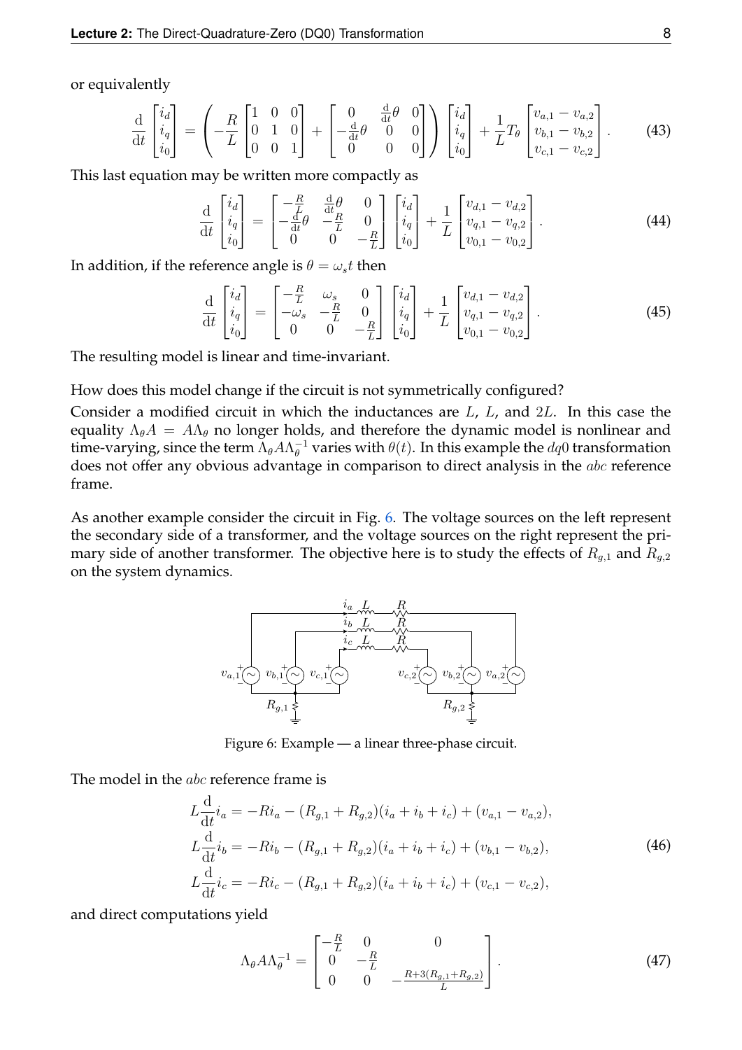or equivalently

$$\frac{\mathrm{d}}{\mathrm{d}t}\begin{bmatrix} i_d \\ i_q \\ i_0 \end{bmatrix} = \left( -\frac{R}{L}\begin{bmatrix} 1 & 0 & 0 \\ 0 & 1 & 0 \\ 0 & 0 & 1 \end{bmatrix} + \begin{bmatrix} 0 & \frac{\mathrm{d}}{\mathrm{d}t}\theta & 0 \\ -\frac{\mathrm{d}}{\mathrm{d}t}\theta & 0 & 0 \\ 0 & 0 & 0 \end{bmatrix} \right) \begin{bmatrix} i_d \\ i_q \\ i_0 \end{bmatrix} + \frac{1}{L} T_\theta \begin{bmatrix} v_{a,1} - v_{a,2} \\ v_{b,1} - v_{b,2} \\ v_{c,1} - v_{c,2} \end{bmatrix}. \tag{43}$$

This last equation may be written more compactly as

$$\frac{\mathrm{d}}{\mathrm{d}t}\begin{bmatrix} i_d \\ i_q \\ i_0 \end{bmatrix} = \begin{bmatrix} -\frac{R}{L} & \frac{\mathrm{d}}{\mathrm{d}t}\theta & 0 \\ -\frac{\mathrm{d}}{\mathrm{d}t}\theta & -\frac{R}{L} & 0 \\ 0 & 0 & -\frac{R}{L} \end{bmatrix} \begin{bmatrix} i_d \\ i_q \\ i_0 \end{bmatrix} + \frac{1}{L} \begin{bmatrix} v_{d,1} - v_{d,2} \\ v_{q,1} - v_{q,2} \\ v_{0,1} - v_{0,2} \end{bmatrix}. \tag{44}$$

In addition, if the reference angle is $\theta = \omega_s t$ then

$$\frac{\mathrm{d}}{\mathrm{d}t}\begin{bmatrix} i_d \\ i_q \\ i_0 \end{bmatrix} = \begin{bmatrix} -\frac{R}{L} & \omega_s & 0 \\ -\omega_s & -\frac{R}{L} & 0 \\ 0 & 0 & -\frac{R}{L} \end{bmatrix} \begin{bmatrix} i_d \\ i_q \\ i_0 \end{bmatrix} + \frac{1}{L} \begin{bmatrix} v_{d,1} - v_{d,2} \\ v_{q,1} - v_{q,2} \\ v_{0,1} - v_{0,2} \end{bmatrix}. \tag{45}$$

The resulting model is linear and time-invariant.

How does this model change if the circuit is not symmetrically configured?

Consider a modified circuit in which the inductances are $L$, $L$, and $2L$. In this case the equality $\Lambda_\theta A = A \Lambda_\theta$ no longer holds, and therefore the dynamic model is nonlinear and time-varying, since the term $\Lambda_\theta A \Lambda_\theta^{-1}$ varies with $\theta(t)$. In this example the $dq0$ transformation does not offer any obvious advantage in comparison to direct analysis in the $abc$ reference frame.

As another example consider the circuit in Fig. 6. The voltage sources on the left represent the secondary side of a transformer, and the voltage sources on the right represent the primary side of another transformer. The objective here is to study the effects of $R_{g,1}$ and $R_{g,2}$ on the system dynamics.

Figure 6: Example — a linear three-phase circuit.

The model in the $abc$ reference frame is

$$\begin{aligned} L\frac{\mathrm{d}}{\mathrm{d}t}i_a &= -Ri_a - (R_{g,1} + R_{g,2})(i_a + i_b + i_c) + (v_{a,1} - v_{a,2}), \\ L\frac{\mathrm{d}}{\mathrm{d}t}i_b &= -Ri_b - (R_{g,1} + R_{g,2})(i_a + i_b + i_c) + (v_{b,1} - v_{b,2}), \\ L\frac{\mathrm{d}}{\mathrm{d}t}i_c &= -Ri_c - (R_{g,1} + R_{g,2})(i_a + i_b + i_c) + (v_{c,1} - v_{c,2}), \end{aligned} \tag{46}$$

and direct computations yield

$$\Lambda_\theta A \Lambda_\theta^{-1} = \begin{bmatrix} -\frac{R}{L} & 0 & 0 \\ 0 & -\frac{R}{L} & \\ 0 & 0 & -\frac{R+3(R_{g,1}+R_{g,2})}{L} \end{bmatrix}. \tag{47}$$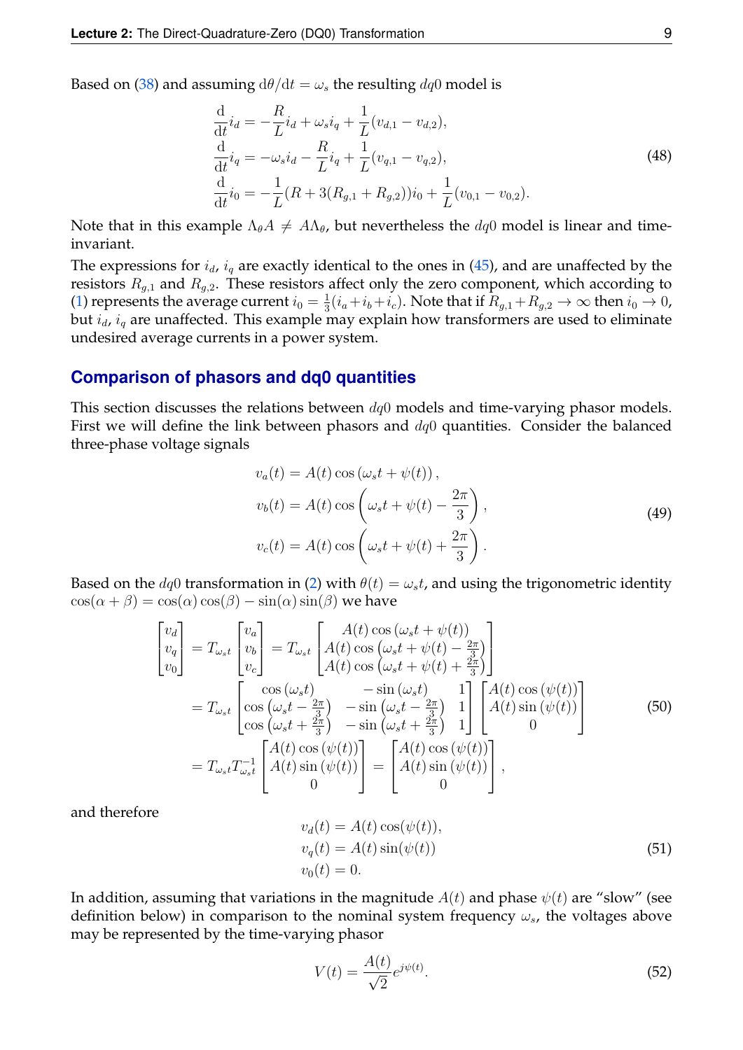Based on (38) and assuming $\mathrm{d}\theta/\mathrm{d}t = \omega_s$ the resulting $dq0$ model is

$$
\begin{aligned}
\frac{\mathrm{d}}{\mathrm{d}t} i_d &= -\frac{R}{L} i_d + \omega_s i_q + \frac{1}{L}(v_{d,1} - v_{d,2}), \\
\frac{\mathrm{d}}{\mathrm{d}t} i_q &= -\omega_s i_d - \frac{R}{L} i_q + \frac{1}{L}(v_{q,1} - v_{q,2}), \\
\frac{\mathrm{d}}{\mathrm{d}t} i_0 &= -\frac{1}{L}(R + 3(R_{g,1} + R_{g,2})) i_0 + \frac{1}{L}(v_{0,1} - v_{0,2}).
\end{aligned}
\tag{48}
$$

Note that in this example $\Lambda_\theta A \neq A \Lambda_\theta$, but nevertheless the $dq0$ model is linear and time-invariant.

The expressions for $i_d$, $i_q$ are exactly identical to the ones in (45), and are unaffected by the resistors $R_{g,1}$ and $R_{g,2}$. These resistors affect only the zero component, which according to (1) represents the average current $i_0 = \frac{1}{3}(i_a + i_b + i_c)$. Note that if $R_{g,1} + R_{g,2} \to \infty$ then $i_0 \to 0$, but $i_d$, $i_q$ are unaffected. This example may explain how transformers are used to eliminate undesired average currents in a power system.

## Comparison of phasors and dq0 quantities

This section discusses the relations between $dq0$ models and time-varying phasor models. First we will define the link between phasors and $dq0$ quantities. Consider the balanced three-phase voltage signals

$$
\begin{aligned}
v_a(t) &= A(t) \cos\left(\omega_s t + \psi(t)\right), \\
v_b(t) &= A(t) \cos\left(\omega_s t + \psi(t) - \frac{2\pi}{3}\right), \\
v_c(t) &= A(t) \cos\left(\omega_s t + \psi(t) + \frac{2\pi}{3}\right).
\end{aligned}
\tag{49}
$$

Based on the $dq0$ transformation in (2) with $\theta(t) = \omega_s t$, and using the trigonometric identity $\cos(\alpha + \beta) = \cos(\alpha)\cos(\beta) - \sin(\alpha)\sin(\beta)$ we have

$$
\begin{aligned}
\begin{bmatrix} v_d \\ v_q \\ v_0 \end{bmatrix} &= T_{\omega_s t} \begin{bmatrix} v_a \\ v_b \\ v_c \end{bmatrix} = T_{\omega_s t} \begin{bmatrix} A(t)\cos\left(\omega_s t + \psi(t)\right) \\ A(t)\cos\left(\omega_s t + \psi(t) - \frac{2\pi}{3}\right) \\ A(t)\cos\left(\omega_s t + \psi(t) + \frac{2\pi}{3}\right) \end{bmatrix} \\
&= T_{\omega_s t} \begin{bmatrix} \cos\left(\omega_s t\right) & -\sin\left(\omega_s t\right) & 1 \\ \cos\left(\omega_s t - \frac{2\pi}{3}\right) & -\sin\left(\omega_s t - \frac{2\pi}{3}\right) & 1 \\ \cos\left(\omega_s t + \frac{2\pi}{3}\right) & -\sin\left(\omega_s t + \frac{2\pi}{3}\right) & 1 \end{bmatrix} \begin{bmatrix} A(t)\cos\left(\psi(t)\right) \\ A(t)\sin\left(\psi(t)\right) \\ 0 \end{bmatrix} \\
&= T_{\omega_s t} T_{\omega_s t}^{-1} \begin{bmatrix} A(t)\cos\left(\psi(t)\right) \\ A(t)\sin\left(\psi(t)\right) \\ 0 \end{bmatrix} = \begin{bmatrix} A(t)\cos\left(\psi(t)\right) \\ A(t)\sin\left(\psi(t)\right) \\ 0 \end{bmatrix},
\end{aligned}
\tag{50}
$$

and therefore

$$
\begin{aligned}
v_d(t) &= A(t)\cos(\psi(t)), \\
v_q(t) &= A(t)\sin(\psi(t)) \\
v_0(t) &= 0.
\end{aligned}
\tag{51}
$$

In addition, assuming that variations in the magnitude $A(t)$ and phase $\psi(t)$ are "slow" (see definition below) in comparison to the nominal system frequency $\omega_s$, the voltages above may be represented by the time-varying phasor

$$
V(t) = \frac{A(t)}{\sqrt{2}} e^{j\psi(t)}.
\tag{52}
$$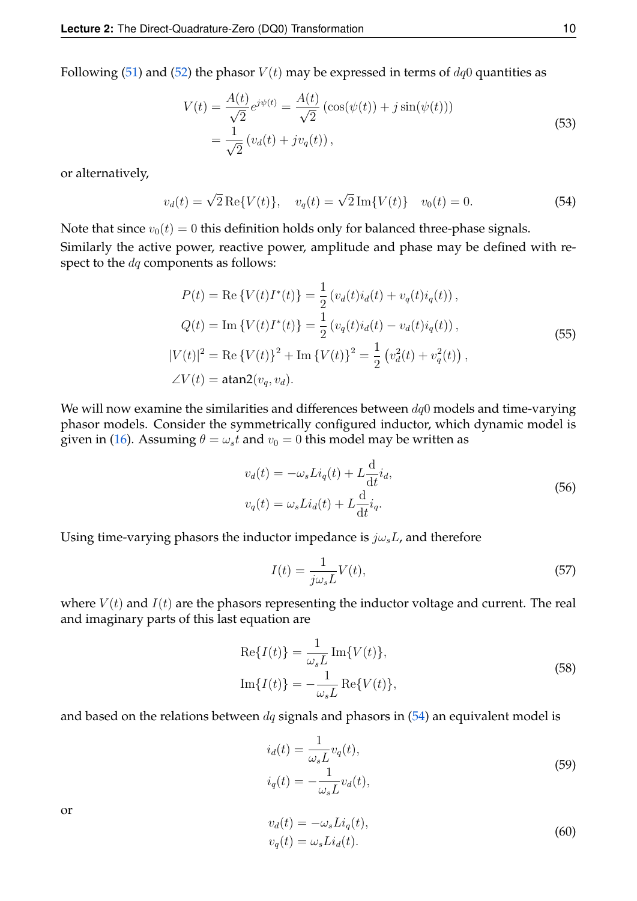Following (51) and (52) the phasor $V(t)$ may be expressed in terms of $dq0$ quantities as

$$
\begin{aligned}
V(t) &= \frac{A(t)}{\sqrt{2}} e^{j\psi(t)} = \frac{A(t)}{\sqrt{2}} \left(\cos(\psi(t)) + j\sin(\psi(t))\right) \\
&= \frac{1}{\sqrt{2}} \left(v_d(t) + jv_q(t)\right),
\end{aligned}
\tag{53}
$$

or alternatively,

$$
v_d(t) = \sqrt{2}\,\mathrm{Re}\{V(t)\}, \quad v_q(t) = \sqrt{2}\,\mathrm{Im}\{V(t)\} \quad v_0(t) = 0. \tag{54}
$$

Note that since $v_0(t) = 0$ this definition holds only for balanced three-phase signals.

Similarly the active power, reactive power, amplitude and phase may be defined with respect to the $dq$ components as follows:

$$
\begin{aligned}
P(t) &= \mathrm{Re}\left\{V(t)I^*(t)\right\} = \frac{1}{2}\left(v_d(t)i_d(t) + v_q(t)i_q(t)\right), \\
Q(t) &= \mathrm{Im}\left\{V(t)I^*(t)\right\} = \frac{1}{2}\left(v_q(t)i_d(t) - v_d(t)i_q(t)\right), \\
|V(t)|^2 &= \mathrm{Re}\left\{V(t)\right\}^2 + \mathrm{Im}\left\{V(t)\right\}^2 = \frac{1}{2}\left(v_d^2(t) + v_q^2(t)\right), \\
\angle V(t) &= \mathrm{atan2}(v_q, v_d).
\end{aligned}
\tag{55}
$$

We will now examine the similarities and differences between $dq0$ models and time-varying phasor models. Consider the symmetrically configured inductor, which dynamic model is given in (16). Assuming $\theta = \omega_s t$ and $v_0 = 0$ this model may be written as

$$
\begin{aligned}
v_d(t) &= -\omega_s L i_q(t) + L\frac{\mathrm{d}}{\mathrm{d}t} i_d, \\
v_q(t) &= \omega_s L i_d(t) + L\frac{\mathrm{d}}{\mathrm{d}t} i_q.
\end{aligned}
\tag{56}
$$

Using time-varying phasors the inductor impedance is $j\omega_s L$, and therefore

$$
I(t) = \frac{1}{j\omega_s L} V(t), \tag{57}
$$

where $V(t)$ and $I(t)$ are the phasors representing the inductor voltage and current. The real and imaginary parts of this last equation are

$$
\begin{aligned}
\mathrm{Re}\{I(t)\} &= \frac{1}{\omega_s L}\,\mathrm{Im}\{V(t)\}, \\
\mathrm{Im}\{I(t)\} &= -\frac{1}{\omega_s L}\,\mathrm{Re}\{V(t)\},
\end{aligned}
\tag{58}
$$

and based on the relations between $dq$ signals and phasors in (54) an equivalent model is

$$
\begin{aligned}
i_d(t) &= \frac{1}{\omega_s L} v_q(t), \\
i_q(t) &= -\frac{1}{\omega_s L} v_d(t),
\end{aligned}
\tag{59}
$$

or

$$
\begin{aligned}
v_d(t) &= -\omega_s L i_q(t), \\
v_q(t) &= \omega_s L i_d(t).
\end{aligned}
\tag{60}
$$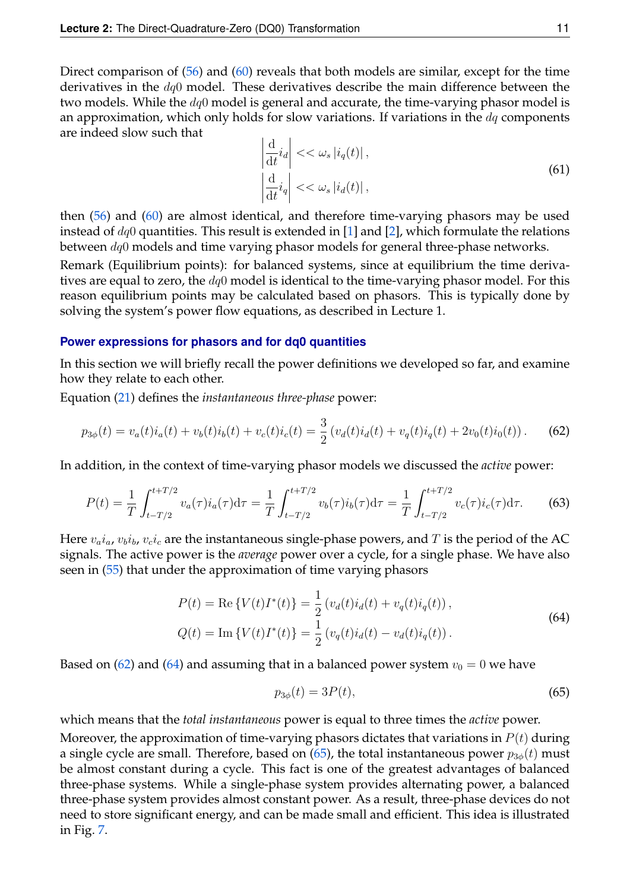Direct comparison of (56) and (60) reveals that both models are similar, except for the time derivatives in the $dq0$ model. These derivatives describe the main difference between the two models. While the $dq0$ model is general and accurate, the time-varying phasor model is an approximation, which only holds for slow variations. If variations in the $dq$ components are indeed slow such that

$$
\begin{aligned}
\left|\frac{\mathrm{d}}{\mathrm{d}t} i_d\right| &<< \omega_s \left|i_q(t)\right|, \\
\left|\frac{\mathrm{d}}{\mathrm{d}t} i_q\right| &<< \omega_s \left|i_d(t)\right|,
\end{aligned}
\tag{61}
$$

then (56) and (60) are almost identical, and therefore time-varying phasors may be used instead of $dq0$ quantities. This result is extended in [1] and [2], which formulate the relations between $dq0$ models and time varying phasor models for general three-phase networks.

Remark (Equilibrium points): for balanced systems, since at equilibrium the time derivatives are equal to zero, the $dq0$ model is identical to the time-varying phasor model. For this reason equilibrium points may be calculated based on phasors. This is typically done by solving the system's power flow equations, as described in Lecture 1.

### Power expressions for phasors and for dq0 quantities

In this section we will briefly recall the power definitions we developed so far, and examine how they relate to each other.

Equation (21) defines the *instantaneous three-phase* power:

$$
p_{3\phi}(t) = v_a(t)i_a(t) + v_b(t)i_b(t) + v_c(t)i_c(t) = \frac{3}{2}\left(v_d(t)i_d(t) + v_q(t)i_q(t) + 2v_0(t)i_0(t)\right). \tag{62}
$$

In addition, in the context of time-varying phasor models we discussed the *active* power:

$$
P(t) = \frac{1}{T}\int_{t-T/2}^{t+T/2} v_a(\tau)i_a(\tau)\mathrm{d}\tau = \frac{1}{T}\int_{t-T/2}^{t+T/2} v_b(\tau)i_b(\tau)\mathrm{d}\tau = \frac{1}{T}\int_{t-T/2}^{t+T/2} v_c(\tau)i_c(\tau)\mathrm{d}\tau. \tag{63}
$$

Here $v_a i_a$, $v_b i_b$, $v_c i_c$ are the instantaneous single-phase powers, and $T$ is the period of the AC signals. The active power is the *average* power over a cycle, for a single phase. We have also seen in (55) that under the approximation of time varying phasors

$$
\begin{aligned}
P(t) &= \mathrm{Re}\left\{V(t)I^*(t)\right\} = \frac{1}{2}\left(v_d(t)i_d(t) + v_q(t)i_q(t)\right), \\
Q(t) &= \mathrm{Im}\left\{V(t)I^*(t)\right\} = \frac{1}{2}\left(v_q(t)i_d(t) - v_d(t)i_q(t)\right).
\end{aligned}
\tag{64}
$$

Based on (62) and (64) and assuming that in a balanced power system $v_0 = 0$ we have

$$
p_{3\phi}(t) = 3P(t), \tag{65}
$$

which means that the *total instantaneous* power is equal to three times the *active* power.

Moreover, the approximation of time-varying phasors dictates that variations in $P(t)$ during a single cycle are small. Therefore, based on (65), the total instantaneous power $p_{3\phi}(t)$ must be almost constant during a cycle. This fact is one of the greatest advantages of balanced three-phase systems. While a single-phase system provides alternating power, a balanced three-phase system provides almost constant power. As a result, three-phase devices do not need to store significant energy, and can be made small and efficient. This idea is illustrated in Fig. 7.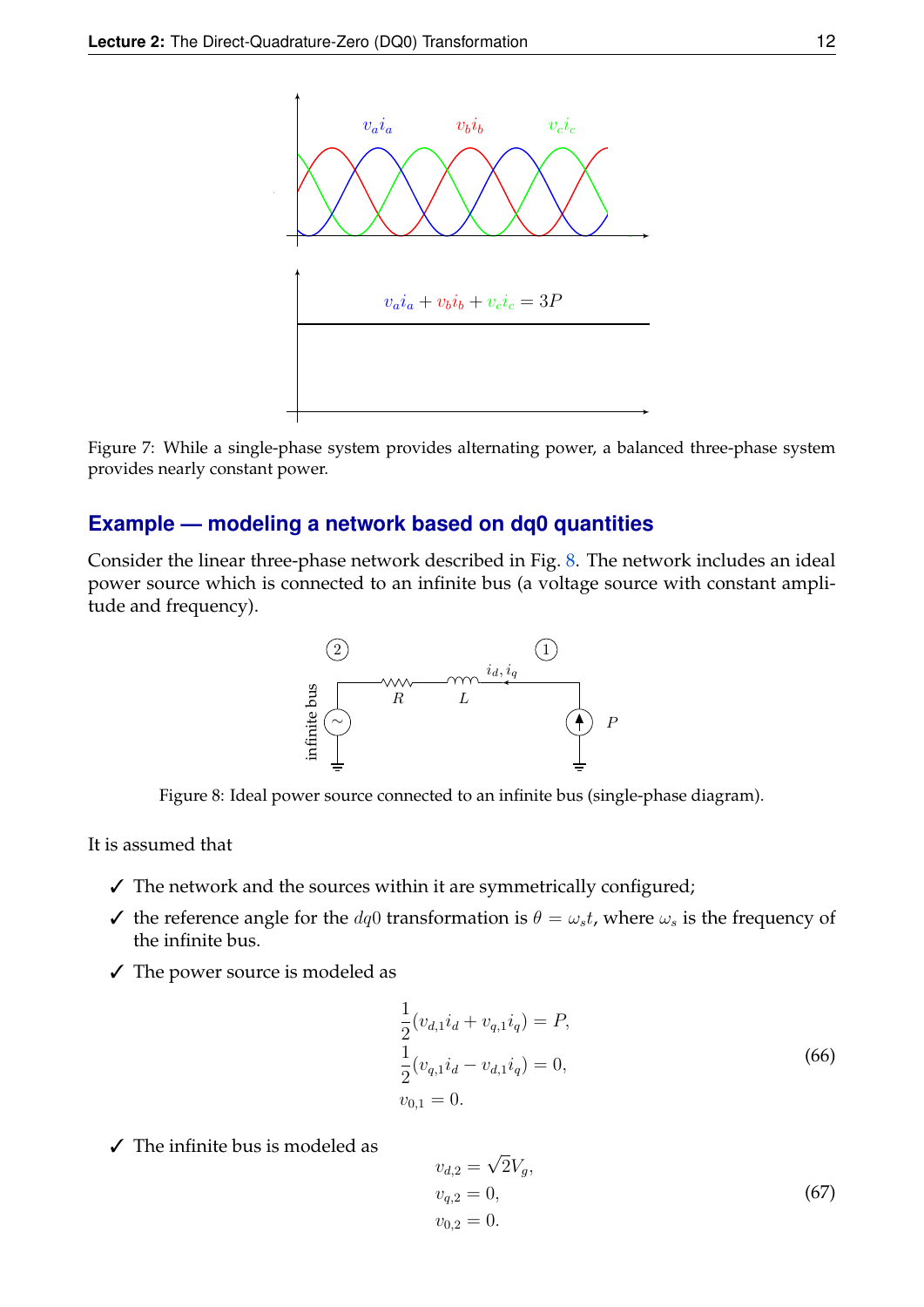Figure 7: While a single-phase system provides alternating power, a balanced three-phase system provides nearly constant power.

## Example — modeling a network based on dq0 quantities

Consider the linear three-phase network described in Fig. 8. The network includes an ideal power source which is connected to an infinite bus (a voltage source with constant amplitude and frequency).

Figure 8: Ideal power source connected to an infinite bus (single-phase diagram).

It is assumed that

- ✓ The network and the sources within it are symmetrically configured;
- ✓ the reference angle for the $dq0$ transformation is $\theta = \omega_s t$, where $\omega_s$ is the frequency of the infinite bus.
- ✓ The power source is modeled as

$$
\begin{aligned}
&\frac{1}{2}(v_{d,1}i_d + v_{q,1}i_q) = P, \\
&\frac{1}{2}(v_{q,1}i_d - v_{d,1}i_q) = 0, \\
&v_{0,1} = 0.
\end{aligned}
\tag{66}
$$

- ✓ The infinite bus is modeled as

$$
\begin{aligned}
&v_{d,2} = \sqrt{2}V_g, \\
&v_{q,2} = 0, \\
&v_{0,2} = 0.
\end{aligned}
\tag{67}
$$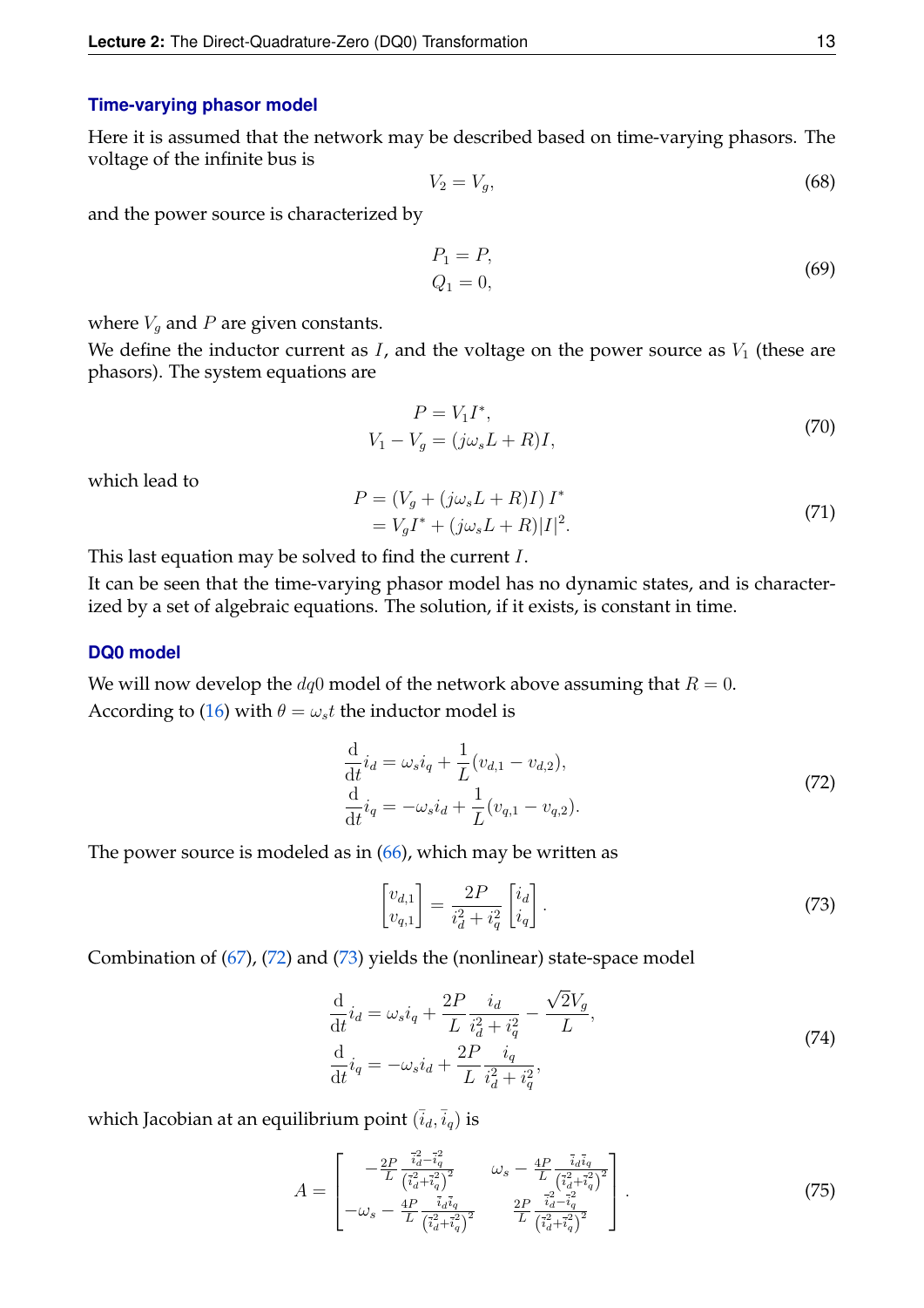### Time-varying phasor model

Here it is assumed that the network may be described based on time-varying phasors. The voltage of the infinite bus is

$$V_2 = V_g, \tag{68}$$

and the power source is characterized by

$$\begin{aligned} P_1 &= P, \\ Q_1 &= 0, \end{aligned} \tag{69}$$

where $V_g$ and $P$ are given constants.

We define the inductor current as $I$, and the voltage on the power source as $V_1$ (these are phasors). The system equations are

$$\begin{aligned} P &= V_1 I^*, \\ V_1 - V_g &= (j\omega_s L + R)I, \end{aligned} \tag{70}$$

which lead to

$$\begin{aligned} P &= \left(V_g + (j\omega_s L + R)I\right) I^* \\ &= V_g I^* + (j\omega_s L + R)|I|^2. \end{aligned} \tag{71}$$

This last equation may be solved to find the current $I$.

It can be seen that the time-varying phasor model has no dynamic states, and is characterized by a set of algebraic equations. The solution, if it exists, is constant in time.

### DQ0 model

We will now develop the $dq0$ model of the network above assuming that $R = 0$.

According to (16) with $\theta = \omega_s t$ the inductor model is

$$\begin{aligned} \frac{\mathrm{d}}{\mathrm{d}t} i_d &= \omega_s i_q + \frac{1}{L}(v_{d,1} - v_{d,2}), \\ \frac{\mathrm{d}}{\mathrm{d}t} i_q &= -\omega_s i_d + \frac{1}{L}(v_{q,1} - v_{q,2}). \end{aligned} \tag{72}$$

The power source is modeled as in (66), which may be written as

$$\begin{bmatrix} v_{d,1} \\ v_{q,1} \end{bmatrix} = \frac{2P}{i_d^2 + i_q^2} \begin{bmatrix} i_d \\ i_q \end{bmatrix}. \tag{73}$$

Combination of (67), (72) and (73) yields the (nonlinear) state-space model

$$\begin{aligned} \frac{\mathrm{d}}{\mathrm{d}t} i_d &= \omega_s i_q + \frac{2P}{L} \frac{i_d}{i_d^2 + i_q^2} - \frac{\sqrt{2} V_g}{L}, \\ \frac{\mathrm{d}}{\mathrm{d}t} i_q &= -\omega_s i_d + \frac{2P}{L} \frac{i_q}{i_d^2 + i_q^2}, \end{aligned} \tag{74}$$

which Jacobian at an equilibrium point $(\bar{i}_d, \bar{i}_q)$ is

$$A = \begin{bmatrix} -\frac{2P}{L} \frac{\bar{i}_d^2 - \bar{i}_q^2}{\left(\bar{i}_d^2 + \bar{i}_q^2\right)^2} & \omega_s - \frac{4P}{L} \frac{\bar{i}_d \bar{i}_q}{\left(\bar{i}_d^2 + \bar{i}_q^2\right)^2} \\ -\omega_s - \frac{4P}{L} \frac{\bar{i}_d \bar{i}_q}{\left(\bar{i}_d^2 + \bar{i}_q^2\right)^2} & \frac{2P}{L} \frac{\bar{i}_d^2 - \bar{i}_q^2}{\left(\bar{i}_d^2 + \bar{i}_q^2\right)^2} \end{bmatrix}. \tag{75}$$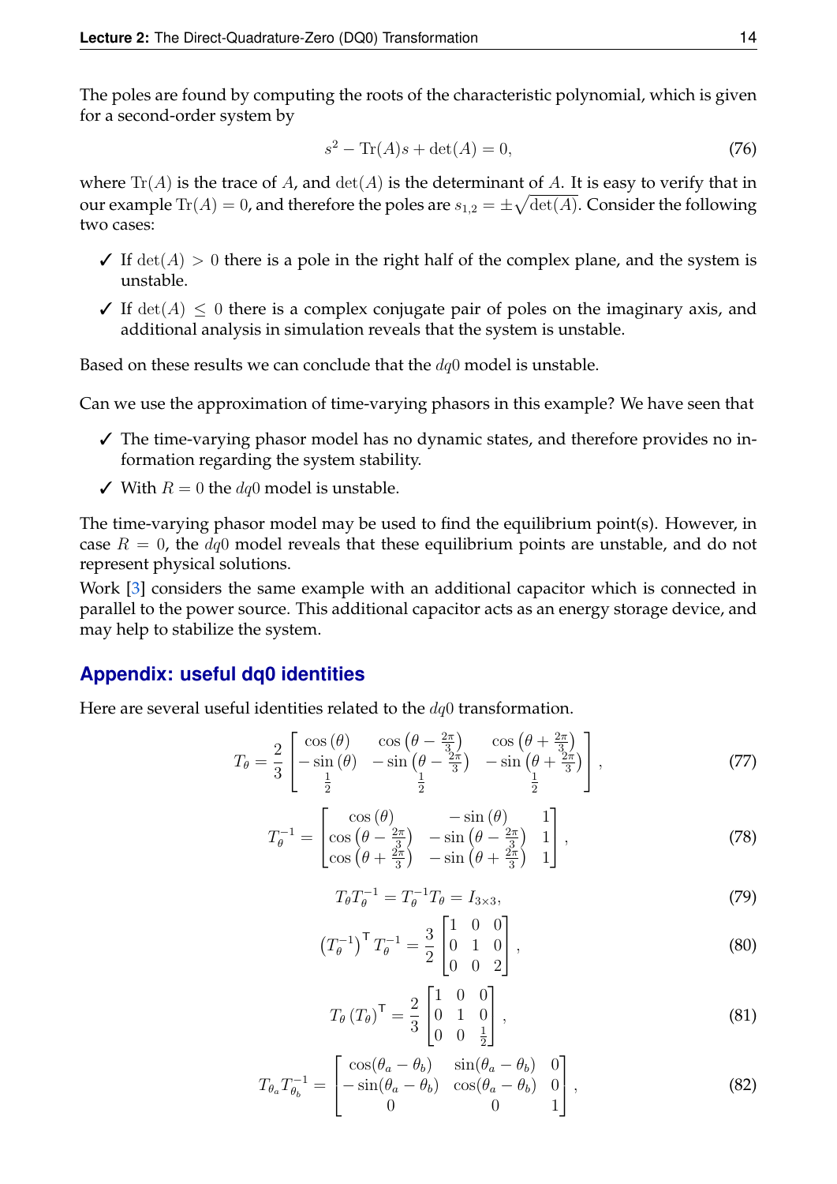The poles are found by computing the roots of the characteristic polynomial, which is given for a second-order system by

$$s^2 - \mathrm{Tr}(A)s + \det(A) = 0, \tag{76}$$

where $\mathrm{Tr}(A)$ is the trace of $A$, and $\det(A)$ is the determinant of $A$. It is easy to verify that in our example $\mathrm{Tr}(A) = 0$, and therefore the poles are $s_{1,2} = \pm\sqrt{\det(A)}$. Consider the following two cases:

- ✓ If $\det(A) > 0$ there is a pole in the right half of the complex plane, and the system is unstable.
- ✓ If $\det(A) \leq 0$ there is a complex conjugate pair of poles on the imaginary axis, and additional analysis in simulation reveals that the system is unstable.

Based on these results we can conclude that the $dq0$ model is unstable.

Can we use the approximation of time-varying phasors in this example? We have seen that

- ✓ The time-varying phasor model has no dynamic states, and therefore provides no information regarding the system stability.
- ✓ With $R = 0$ the $dq0$ model is unstable.

The time-varying phasor model may be used to find the equilibrium point(s). However, in case $R = 0$, the $dq0$ model reveals that these equilibrium points are unstable, and do not represent physical solutions.

Work [3] considers the same example with an additional capacitor which is connected in parallel to the power source. This additional capacitor acts as an energy storage device, and may help to stabilize the system.

## Appendix: useful dq0 identities

Here are several useful identities related to the $dq0$ transformation.

$$T_\theta = \frac{2}{3}\begin{bmatrix} \cos(\theta) & \cos\left(\theta - \frac{2\pi}{3}\right) & \cos\left(\theta + \frac{2\pi}{3}\right) \\ -\sin(\theta) & -\sin\left(\theta - \frac{2\pi}{3}\right) & -\sin\left(\theta + \frac{2\pi}{3}\right) \\ \frac{1}{2} & \frac{1}{2} & \frac{1}{2} \end{bmatrix}, \tag{77}$$

$$T_\theta^{-1} = \begin{bmatrix} \cos(\theta) & -\sin(\theta) & 1 \\ \cos\left(\theta - \frac{2\pi}{3}\right) & -\sin\left(\theta - \frac{2\pi}{3}\right) & 1 \\ \cos\left(\theta + \frac{2\pi}{3}\right) & -\sin\left(\theta + \frac{2\pi}{3}\right) & 1 \end{bmatrix}, \tag{78}$$

$$T_\theta T_\theta^{-1} = T_\theta^{-1} T_\theta = I_{3\times 3}, \tag{79}$$

$$\left(T_\theta^{-1}\right)^{\mathsf{T}} T_\theta^{-1} = \frac{3}{2}\begin{bmatrix} 1 & 0 & 0 \\ 0 & 1 & 0 \\ 0 & 0 & 2 \end{bmatrix}, \tag{80}$$

$$T_\theta \left(T_\theta\right)^{\mathsf{T}} = \frac{2}{3}\begin{bmatrix} 1 & 0 & 0 \\ 0 & 1 & 0 \\ 0 & 0 & \frac{1}{2} \end{bmatrix}, \tag{81}$$

$$T_{\theta_a} T_{\theta_b}^{-1} = \begin{bmatrix} \cos(\theta_a - \theta_b) & \sin(\theta_a - \theta_b) & 0 \\ -\sin(\theta_a - \theta_b) & \cos(\theta_a - \theta_b) & 0 \\ 0 & 0 & 1 \end{bmatrix}, \tag{82}$$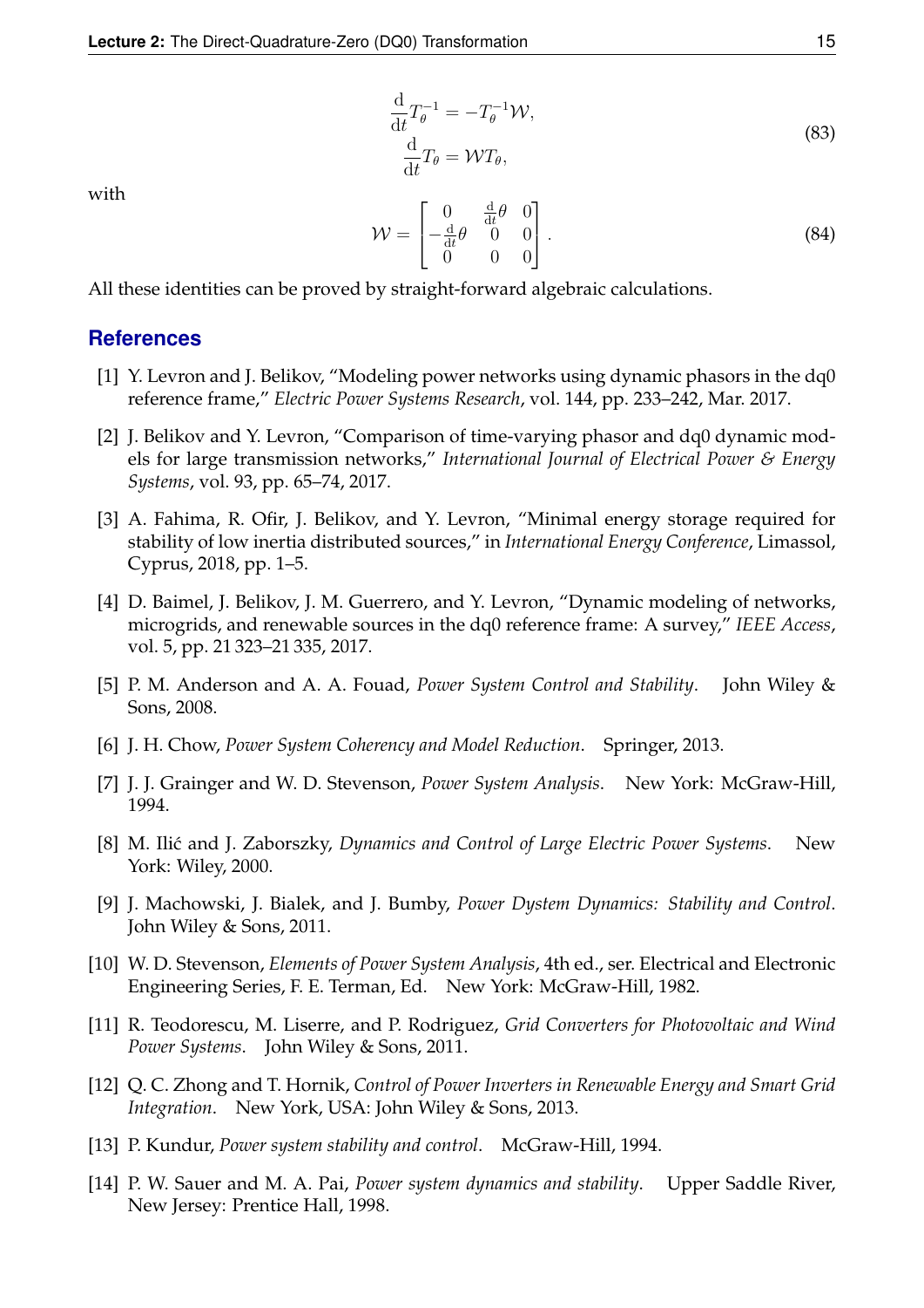$$
\begin{aligned}
\frac{\mathrm{d}}{\mathrm{d}t} T_\theta^{-1} &= -T_\theta^{-1} \mathcal{W}, \\
\frac{\mathrm{d}}{\mathrm{d}t} T_\theta &= \mathcal{W} T_\theta,
\end{aligned}
\tag{83}
$$

with

$$
\mathcal{W} = \begin{bmatrix} 0 & \frac{\mathrm{d}}{\mathrm{d}t}\theta & 0 \\ -\frac{\mathrm{d}}{\mathrm{d}t}\theta & 0 & 0 \\ 0 & 0 & 0 \end{bmatrix}. \tag{84}
$$

All these identities can be proved by straight-forward algebraic calculations.

## References

[1] Y. Levron and J. Belikov, "Modeling power networks using dynamic phasors in the dq0 reference frame," *Electric Power Systems Research*, vol. 144, pp. 233–242, Mar. 2017.

[2] J. Belikov and Y. Levron, "Comparison of time-varying phasor and dq0 dynamic models for large transmission networks," *International Journal of Electrical Power & Energy Systems*, vol. 93, pp. 65–74, 2017.

[3] A. Fahima, R. Ofir, J. Belikov, and Y. Levron, "Minimal energy storage required for stability of low inertia distributed sources," in *International Energy Conference*, Limassol, Cyprus, 2018, pp. 1–5.

[4] D. Baimel, J. Belikov, J. M. Guerrero, and Y. Levron, "Dynamic modeling of networks, microgrids, and renewable sources in the dq0 reference frame: A survey," *IEEE Access*, vol. 5, pp. 21 323–21 335, 2017.

[5] P. M. Anderson and A. A. Fouad, *Power System Control and Stability*. John Wiley & Sons, 2008.

[6] J. H. Chow, *Power System Coherency and Model Reduction*. Springer, 2013.

[7] J. J. Grainger and W. D. Stevenson, *Power System Analysis*. New York: McGraw-Hill, 1994.

[8] M. Ilić and J. Zaborszky, *Dynamics and Control of Large Electric Power Systems*. New York: Wiley, 2000.

[9] J. Machowski, J. Bialek, and J. Bumby, *Power Dystem Dynamics: Stability and Control*. John Wiley & Sons, 2011.

[10] W. D. Stevenson, *Elements of Power System Analysis*, 4th ed., ser. Electrical and Electronic Engineering Series, F. E. Terman, Ed. New York: McGraw-Hill, 1982.

[11] R. Teodorescu, M. Liserre, and P. Rodriguez, *Grid Converters for Photovoltaic and Wind Power Systems*. John Wiley & Sons, 2011.

[12] Q. C. Zhong and T. Hornik, *Control of Power Inverters in Renewable Energy and Smart Grid Integration*. New York, USA: John Wiley & Sons, 2013.

[13] P. Kundur, *Power system stability and control*. McGraw-Hill, 1994.

[14] P. W. Sauer and M. A. Pai, *Power system dynamics and stability*. Upper Saddle River, New Jersey: Prentice Hall, 1998.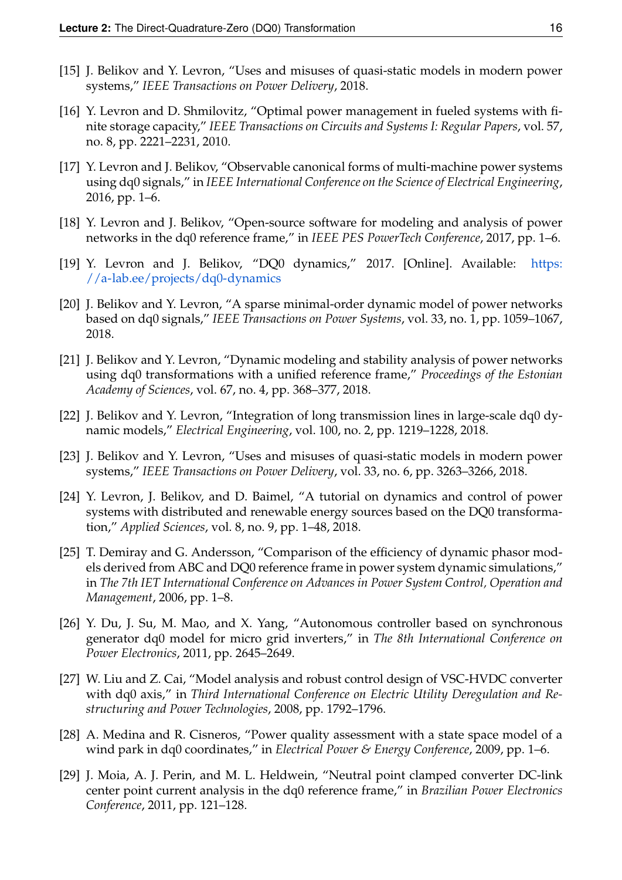[15] J. Belikov and Y. Levron, "Uses and misuses of quasi-static models in modern power systems," *IEEE Transactions on Power Delivery*, 2018.

[16] Y. Levron and D. Shmilovitz, "Optimal power management in fueled systems with finite storage capacity," *IEEE Transactions on Circuits and Systems I: Regular Papers*, vol. 57, no. 8, pp. 2221–2231, 2010.

[17] Y. Levron and J. Belikov, "Observable canonical forms of multi-machine power systems using dq0 signals," in *IEEE International Conference on the Science of Electrical Engineering*, 2016, pp. 1–6.

[18] Y. Levron and J. Belikov, "Open-source software for modeling and analysis of power networks in the dq0 reference frame," in *IEEE PES PowerTech Conference*, 2017, pp. 1–6.

[19] Y. Levron and J. Belikov, "DQ0 dynamics," 2017. [Online]. Available: https://a-lab.ee/projects/dq0-dynamics

[20] J. Belikov and Y. Levron, "A sparse minimal-order dynamic model of power networks based on dq0 signals," *IEEE Transactions on Power Systems*, vol. 33, no. 1, pp. 1059–1067, 2018.

[21] J. Belikov and Y. Levron, "Dynamic modeling and stability analysis of power networks using dq0 transformations with a unified reference frame," *Proceedings of the Estonian Academy of Sciences*, vol. 67, no. 4, pp. 368–377, 2018.

[22] J. Belikov and Y. Levron, "Integration of long transmission lines in large-scale dq0 dynamic models," *Electrical Engineering*, vol. 100, no. 2, pp. 1219–1228, 2018.

[23] J. Belikov and Y. Levron, "Uses and misuses of quasi-static models in modern power systems," *IEEE Transactions on Power Delivery*, vol. 33, no. 6, pp. 3263–3266, 2018.

[24] Y. Levron, J. Belikov, and D. Baimel, "A tutorial on dynamics and control of power systems with distributed and renewable energy sources based on the DQ0 transformation," *Applied Sciences*, vol. 8, no. 9, pp. 1–48, 2018.

[25] T. Demiray and G. Andersson, "Comparison of the efficiency of dynamic phasor models derived from ABC and DQ0 reference frame in power system dynamic simulations," in *The 7th IET International Conference on Advances in Power System Control, Operation and Management*, 2006, pp. 1–8.

[26] Y. Du, J. Su, M. Mao, and X. Yang, "Autonomous controller based on synchronous generator dq0 model for micro grid inverters," in *The 8th International Conference on Power Electronics*, 2011, pp. 2645–2649.

[27] W. Liu and Z. Cai, "Model analysis and robust control design of VSC-HVDC converter with dq0 axis," in *Third International Conference on Electric Utility Deregulation and Restructuring and Power Technologies*, 2008, pp. 1792–1796.

[28] A. Medina and R. Cisneros, "Power quality assessment with a state space model of a wind park in dq0 coordinates," in *Electrical Power & Energy Conference*, 2009, pp. 1–6.

[29] J. Moia, A. J. Perin, and M. L. Heldwein, "Neutral point clamped converter DC-link center point current analysis in the dq0 reference frame," in *Brazilian Power Electronics Conference*, 2011, pp. 121–128.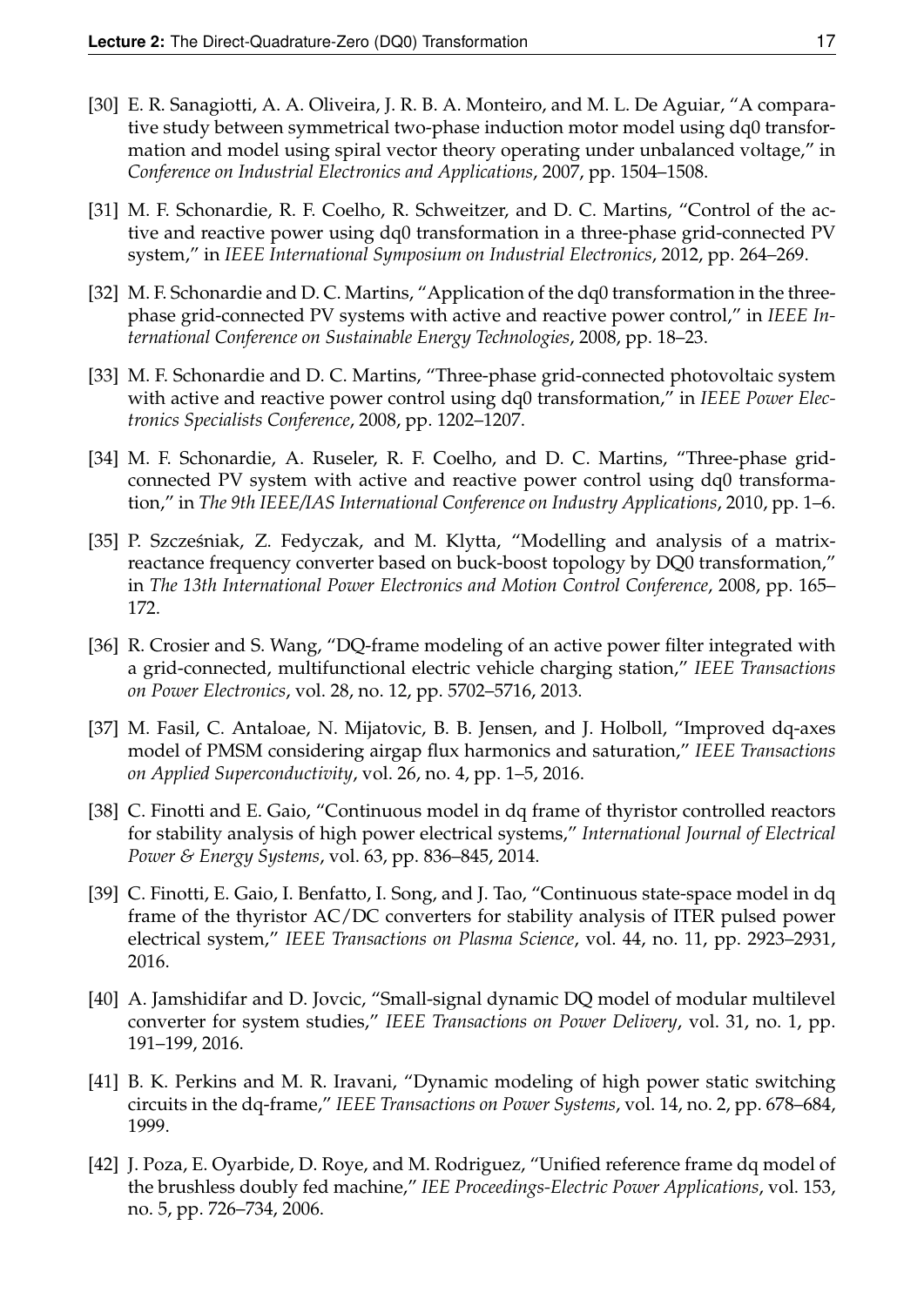[30] E. R. Sanagiotti, A. A. Oliveira, J. R. B. A. Monteiro, and M. L. De Aguiar, "A comparative study between symmetrical two-phase induction motor model using dq0 transformation and model using spiral vector theory operating under unbalanced voltage," in *Conference on Industrial Electronics and Applications*, 2007, pp. 1504–1508.

[31] M. F. Schonardie, R. F. Coelho, R. Schweitzer, and D. C. Martins, "Control of the active and reactive power using dq0 transformation in a three-phase grid-connected PV system," in *IEEE International Symposium on Industrial Electronics*, 2012, pp. 264–269.

[32] M. F. Schonardie and D. C. Martins, "Application of the dq0 transformation in the three-phase grid-connected PV systems with active and reactive power control," in *IEEE International Conference on Sustainable Energy Technologies*, 2008, pp. 18–23.

[33] M. F. Schonardie and D. C. Martins, "Three-phase grid-connected photovoltaic system with active and reactive power control using dq0 transformation," in *IEEE Power Electronics Specialists Conference*, 2008, pp. 1202–1207.

[34] M. F. Schonardie, A. Ruseler, R. F. Coelho, and D. C. Martins, "Three-phase grid-connected PV system with active and reactive power control using dq0 transformation," in *The 9th IEEE/IAS International Conference on Industry Applications*, 2010, pp. 1–6.

[35] P. Szcześniak, Z. Fedyczak, and M. Klytta, "Modelling and analysis of a matrix-reactance frequency converter based on buck-boost topology by DQ0 transformation," in *The 13th International Power Electronics and Motion Control Conference*, 2008, pp. 165–172.

[36] R. Crosier and S. Wang, "DQ-frame modeling of an active power filter integrated with a grid-connected, multifunctional electric vehicle charging station," *IEEE Transactions on Power Electronics*, vol. 28, no. 12, pp. 5702–5716, 2013.

[37] M. Fasil, C. Antaloae, N. Mijatovic, B. B. Jensen, and J. Holboll, "Improved dq-axes model of PMSM considering airgap flux harmonics and saturation," *IEEE Transactions on Applied Superconductivity*, vol. 26, no. 4, pp. 1–5, 2016.

[38] C. Finotti and E. Gaio, "Continuous model in dq frame of thyristor controlled reactors for stability analysis of high power electrical systems," *International Journal of Electrical Power & Energy Systems*, vol. 63, pp. 836–845, 2014.

[39] C. Finotti, E. Gaio, I. Benfatto, I. Song, and J. Tao, "Continuous state-space model in dq frame of the thyristor AC/DC converters for stability analysis of ITER pulsed power electrical system," *IEEE Transactions on Plasma Science*, vol. 44, no. 11, pp. 2923–2931, 2016.

[40] A. Jamshidifar and D. Jovcic, "Small-signal dynamic DQ model of modular multilevel converter for system studies," *IEEE Transactions on Power Delivery*, vol. 31, no. 1, pp. 191–199, 2016.

[41] B. K. Perkins and M. R. Iravani, "Dynamic modeling of high power static switching circuits in the dq-frame," *IEEE Transactions on Power Systems*, vol. 14, no. 2, pp. 678–684, 1999.

[42] J. Poza, E. Oyarbide, D. Roye, and M. Rodriguez, "Unified reference frame dq model of the brushless doubly fed machine," *IEE Proceedings-Electric Power Applications*, vol. 153, no. 5, pp. 726–734, 2006.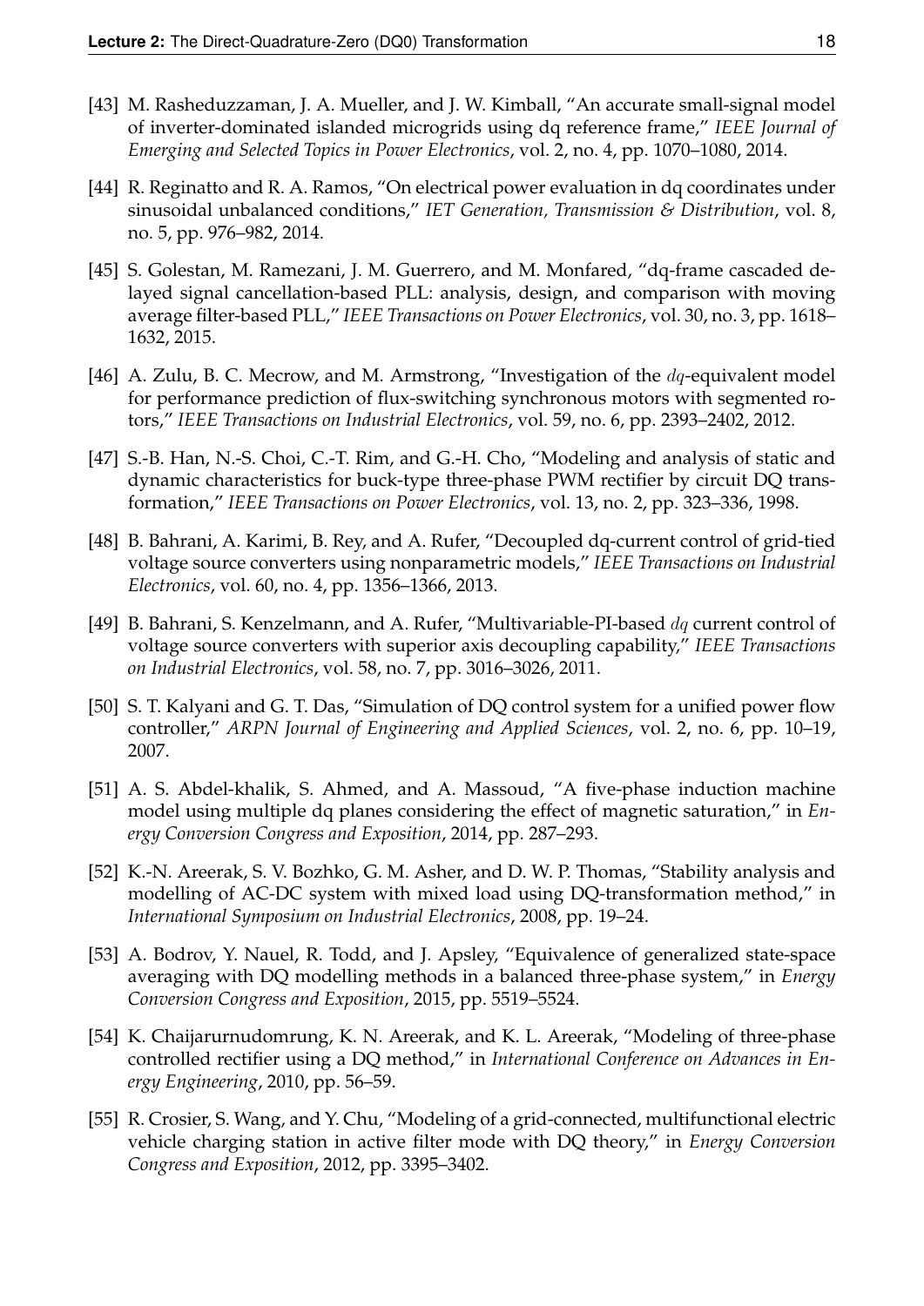[43] M. Rasheduzzaman, J. A. Mueller, and J. W. Kimball, "An accurate small-signal model of inverter-dominated islanded microgrids using dq reference frame," *IEEE Journal of Emerging and Selected Topics in Power Electronics*, vol. 2, no. 4, pp. 1070–1080, 2014.

[44] R. Reginatto and R. A. Ramos, "On electrical power evaluation in dq coordinates under sinusoidal unbalanced conditions," *IET Generation, Transmission & Distribution*, vol. 8, no. 5, pp. 976–982, 2014.

[45] S. Golestan, M. Ramezani, J. M. Guerrero, and M. Monfared, "dq-frame cascaded delayed signal cancellation-based PLL: analysis, design, and comparison with moving average filter-based PLL," *IEEE Transactions on Power Electronics*, vol. 30, no. 3, pp. 1618–1632, 2015.

[46] A. Zulu, B. C. Mecrow, and M. Armstrong, "Investigation of the $dq$-equivalent model for performance prediction of flux-switching synchronous motors with segmented rotors," *IEEE Transactions on Industrial Electronics*, vol. 59, no. 6, pp. 2393–2402, 2012.

[47] S.-B. Han, N.-S. Choi, C.-T. Rim, and G.-H. Cho, "Modeling and analysis of static and dynamic characteristics for buck-type three-phase PWM rectifier by circuit DQ transformation," *IEEE Transactions on Power Electronics*, vol. 13, no. 2, pp. 323–336, 1998.

[48] B. Bahrani, A. Karimi, B. Rey, and A. Rufer, "Decoupled dq-current control of grid-tied voltage source converters using nonparametric models," *IEEE Transactions on Industrial Electronics*, vol. 60, no. 4, pp. 1356–1366, 2013.

[49] B. Bahrani, S. Kenzelmann, and A. Rufer, "Multivariable-PI-based $dq$ current control of voltage source converters with superior axis decoupling capability," *IEEE Transactions on Industrial Electronics*, vol. 58, no. 7, pp. 3016–3026, 2011.

[50] S. T. Kalyani and G. T. Das, "Simulation of DQ control system for a unified power flow controller," *ARPN Journal of Engineering and Applied Sciences*, vol. 2, no. 6, pp. 10–19, 2007.

[51] A. S. Abdel-khalik, S. Ahmed, and A. Massoud, "A five-phase induction machine model using multiple dq planes considering the effect of magnetic saturation," in *Energy Conversion Congress and Exposition*, 2014, pp. 287–293.

[52] K.-N. Areerak, S. V. Bozhko, G. M. Asher, and D. W. P. Thomas, "Stability analysis and modelling of AC-DC system with mixed load using DQ-transformation method," in *International Symposium on Industrial Electronics*, 2008, pp. 19–24.

[53] A. Bodrov, Y. Nauel, R. Todd, and J. Apsley, "Equivalence of generalized state-space averaging with DQ modelling methods in a balanced three-phase system," in *Energy Conversion Congress and Exposition*, 2015, pp. 5519–5524.

[54] K. Chaijarurnudomrung, K. N. Areerak, and K. L. Areerak, "Modeling of three-phase controlled rectifier using a DQ method," in *International Conference on Advances in Energy Engineering*, 2010, pp. 56–59.

[55] R. Crosier, S. Wang, and Y. Chu, "Modeling of a grid-connected, multifunctional electric vehicle charging station in active filter mode with DQ theory," in *Energy Conversion Congress and Exposition*, 2012, pp. 3395–3402.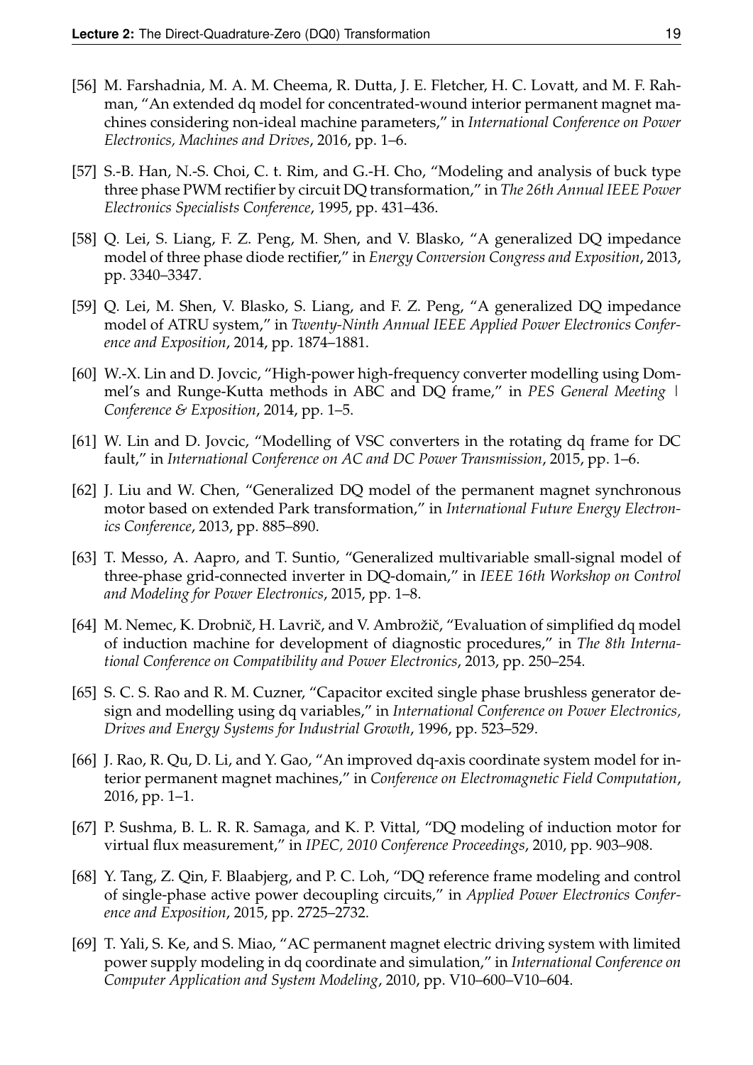[56] M. Farshadnia, M. A. M. Cheema, R. Dutta, J. E. Fletcher, H. C. Lovatt, and M. F. Rahman, "An extended dq model for concentrated-wound interior permanent magnet machines considering non-ideal machine parameters," in *International Conference on Power Electronics, Machines and Drives*, 2016, pp. 1–6.

[57] S.-B. Han, N.-S. Choi, C. t. Rim, and G.-H. Cho, "Modeling and analysis of buck type three phase PWM rectifier by circuit DQ transformation," in *The 26th Annual IEEE Power Electronics Specialists Conference*, 1995, pp. 431–436.

[58] Q. Lei, S. Liang, F. Z. Peng, M. Shen, and V. Blasko, "A generalized DQ impedance model of three phase diode rectifier," in *Energy Conversion Congress and Exposition*, 2013, pp. 3340–3347.

[59] Q. Lei, M. Shen, V. Blasko, S. Liang, and F. Z. Peng, "A generalized DQ impedance model of ATRU system," in *Twenty-Ninth Annual IEEE Applied Power Electronics Conference and Exposition*, 2014, pp. 1874–1881.

[60] W.-X. Lin and D. Jovcic, "High-power high-frequency converter modelling using Dommel's and Runge-Kutta methods in ABC and DQ frame," in *PES General Meeting | Conference & Exposition*, 2014, pp. 1–5.

[61] W. Lin and D. Jovcic, "Modelling of VSC converters in the rotating dq frame for DC fault," in *International Conference on AC and DC Power Transmission*, 2015, pp. 1–6.

[62] J. Liu and W. Chen, "Generalized DQ model of the permanent magnet synchronous motor based on extended Park transformation," in *International Future Energy Electronics Conference*, 2013, pp. 885–890.

[63] T. Messo, A. Aapro, and T. Suntio, "Generalized multivariable small-signal model of three-phase grid-connected inverter in DQ-domain," in *IEEE 16th Workshop on Control and Modeling for Power Electronics*, 2015, pp. 1–8.

[64] M. Nemec, K. Drobnič, H. Lavrič, and V. Ambrožič, "Evaluation of simplified dq model of induction machine for development of diagnostic procedures," in *The 8th International Conference on Compatibility and Power Electronics*, 2013, pp. 250–254.

[65] S. C. S. Rao and R. M. Cuzner, "Capacitor excited single phase brushless generator design and modelling using dq variables," in *International Conference on Power Electronics, Drives and Energy Systems for Industrial Growth*, 1996, pp. 523–529.

[66] J. Rao, R. Qu, D. Li, and Y. Gao, "An improved dq-axis coordinate system model for interior permanent magnet machines," in *Conference on Electromagnetic Field Computation*, 2016, pp. 1–1.

[67] P. Sushma, B. L. R. R. Samaga, and K. P. Vittal, "DQ modeling of induction motor for virtual flux measurement," in *IPEC, 2010 Conference Proceedings*, 2010, pp. 903–908.

[68] Y. Tang, Z. Qin, F. Blaabjerg, and P. C. Loh, "DQ reference frame modeling and control of single-phase active power decoupling circuits," in *Applied Power Electronics Conference and Exposition*, 2015, pp. 2725–2732.

[69] T. Yali, S. Ke, and S. Miao, "AC permanent magnet electric driving system with limited power supply modeling in dq coordinate and simulation," in *International Conference on Computer Application and System Modeling*, 2010, pp. V10–600–V10–604.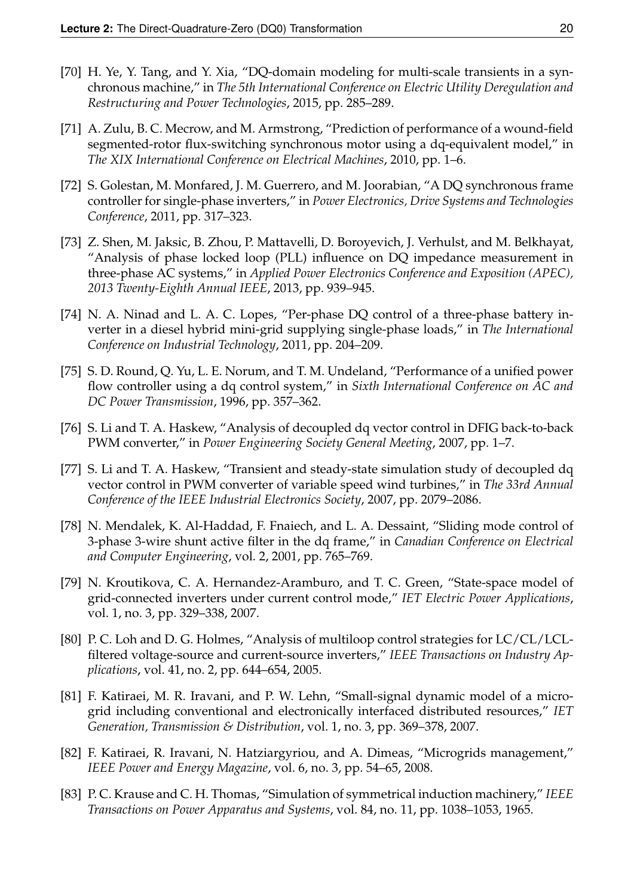[70] H. Ye, Y. Tang, and Y. Xia, "DQ-domain modeling for multi-scale transients in a synchronous machine," in *The 5th International Conference on Electric Utility Deregulation and Restructuring and Power Technologies*, 2015, pp. 285–289.

[71] A. Zulu, B. C. Mecrow, and M. Armstrong, "Prediction of performance of a wound-field segmented-rotor flux-switching synchronous motor using a dq-equivalent model," in *The XIX International Conference on Electrical Machines*, 2010, pp. 1–6.

[72] S. Golestan, M. Monfared, J. M. Guerrero, and M. Joorabian, "A DQ synchronous frame controller for single-phase inverters," in *Power Electronics, Drive Systems and Technologies Conference*, 2011, pp. 317–323.

[73] Z. Shen, M. Jaksic, B. Zhou, P. Mattavelli, D. Boroyevich, J. Verhulst, and M. Belkhayat, "Analysis of phase locked loop (PLL) influence on DQ impedance measurement in three-phase AC systems," in *Applied Power Electronics Conference and Exposition (APEC), 2013 Twenty-Eighth Annual IEEE*, 2013, pp. 939–945.

[74] N. A. Ninad and L. A. C. Lopes, "Per-phase DQ control of a three-phase battery inverter in a diesel hybrid mini-grid supplying single-phase loads," in *The International Conference on Industrial Technology*, 2011, pp. 204–209.

[75] S. D. Round, Q. Yu, L. E. Norum, and T. M. Undeland, "Performance of a unified power flow controller using a dq control system," in *Sixth International Conference on AC and DC Power Transmission*, 1996, pp. 357–362.

[76] S. Li and T. A. Haskew, "Analysis of decoupled dq vector control in DFIG back-to-back PWM converter," in *Power Engineering Society General Meeting*, 2007, pp. 1–7.

[77] S. Li and T. A. Haskew, "Transient and steady-state simulation study of decoupled dq vector control in PWM converter of variable speed wind turbines," in *The 33rd Annual Conference of the IEEE Industrial Electronics Society*, 2007, pp. 2079–2086.

[78] N. Mendalek, K. Al-Haddad, F. Fnaiech, and L. A. Dessaint, "Sliding mode control of 3-phase 3-wire shunt active filter in the dq frame," in *Canadian Conference on Electrical and Computer Engineering*, vol. 2, 2001, pp. 765–769.

[79] N. Kroutikova, C. A. Hernandez-Aramburo, and T. C. Green, "State-space model of grid-connected inverters under current control mode," *IET Electric Power Applications*, vol. 1, no. 3, pp. 329–338, 2007.

[80] P. C. Loh and D. G. Holmes, "Analysis of multiloop control strategies for LC/CL/LCL-filtered voltage-source and current-source inverters," *IEEE Transactions on Industry Applications*, vol. 41, no. 2, pp. 644–654, 2005.

[81] F. Katiraei, M. R. Iravani, and P. W. Lehn, "Small-signal dynamic model of a micro-grid including conventional and electronically interfaced distributed resources," *IET Generation, Transmission & Distribution*, vol. 1, no. 3, pp. 369–378, 2007.

[82] F. Katiraei, R. Iravani, N. Hatziargyriou, and A. Dimeas, "Microgrids management," *IEEE Power and Energy Magazine*, vol. 6, no. 3, pp. 54–65, 2008.

[83] P. C. Krause and C. H. Thomas, "Simulation of symmetrical induction machinery," *IEEE Transactions on Power Apparatus and Systems*, vol. 84, no. 11, pp. 1038–1053, 1965.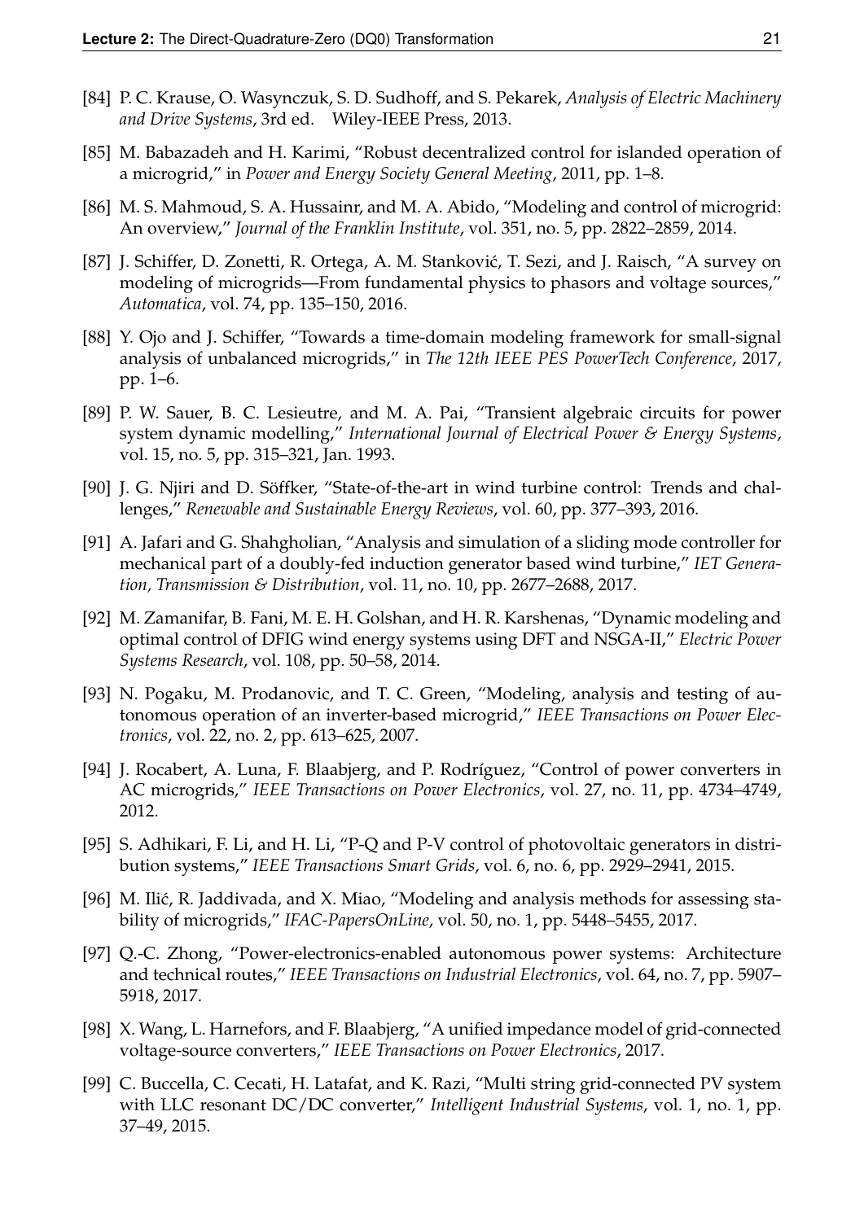[84] P. C. Krause, O. Wasynczuk, S. D. Sudhoff, and S. Pekarek, *Analysis of Electric Machinery and Drive Systems*, 3rd ed. Wiley-IEEE Press, 2013.

[85] M. Babazadeh and H. Karimi, "Robust decentralized control for islanded operation of a microgrid," in *Power and Energy Society General Meeting*, 2011, pp. 1–8.

[86] M. S. Mahmoud, S. A. Hussainr, and M. A. Abido, "Modeling and control of microgrid: An overview," *Journal of the Franklin Institute*, vol. 351, no. 5, pp. 2822–2859, 2014.

[87] J. Schiffer, D. Zonetti, R. Ortega, A. M. Stanković, T. Sezi, and J. Raisch, "A survey on modeling of microgrids—From fundamental physics to phasors and voltage sources," *Automatica*, vol. 74, pp. 135–150, 2016.

[88] Y. Ojo and J. Schiffer, "Towards a time-domain modeling framework for small-signal analysis of unbalanced microgrids," in *The 12th IEEE PES PowerTech Conference*, 2017, pp. 1–6.

[89] P. W. Sauer, B. C. Lesieutre, and M. A. Pai, "Transient algebraic circuits for power system dynamic modelling," *International Journal of Electrical Power & Energy Systems*, vol. 15, no. 5, pp. 315–321, Jan. 1993.

[90] J. G. Njiri and D. Söffker, "State-of-the-art in wind turbine control: Trends and challenges," *Renewable and Sustainable Energy Reviews*, vol. 60, pp. 377–393, 2016.

[91] A. Jafari and G. Shahgholian, "Analysis and simulation of a sliding mode controller for mechanical part of a doubly-fed induction generator based wind turbine," *IET Generation, Transmission & Distribution*, vol. 11, no. 10, pp. 2677–2688, 2017.

[92] M. Zamanifar, B. Fani, M. E. H. Golshan, and H. R. Karshenas, "Dynamic modeling and optimal control of DFIG wind energy systems using DFT and NSGA-II," *Electric Power Systems Research*, vol. 108, pp. 50–58, 2014.

[93] N. Pogaku, M. Prodanovic, and T. C. Green, "Modeling, analysis and testing of autonomous operation of an inverter-based microgrid," *IEEE Transactions on Power Electronics*, vol. 22, no. 2, pp. 613–625, 2007.

[94] J. Rocabert, A. Luna, F. Blaabjerg, and P. Rodríguez, "Control of power converters in AC microgrids," *IEEE Transactions on Power Electronics*, vol. 27, no. 11, pp. 4734–4749, 2012.

[95] S. Adhikari, F. Li, and H. Li, "P-Q and P-V control of photovoltaic generators in distribution systems," *IEEE Transactions Smart Grids*, vol. 6, no. 6, pp. 2929–2941, 2015.

[96] M. Ilić, R. Jaddivada, and X. Miao, "Modeling and analysis methods for assessing stability of microgrids," *IFAC-PapersOnLine*, vol. 50, no. 1, pp. 5448–5455, 2017.

[97] Q.-C. Zhong, "Power-electronics-enabled autonomous power systems: Architecture and technical routes," *IEEE Transactions on Industrial Electronics*, vol. 64, no. 7, pp. 5907–5918, 2017.

[98] X. Wang, L. Harnefors, and F. Blaabjerg, "A unified impedance model of grid-connected voltage-source converters," *IEEE Transactions on Power Electronics*, 2017.

[99] C. Buccella, C. Cecati, H. Latafat, and K. Razi, "Multi string grid-connected PV system with LLC resonant DC/DC converter," *Intelligent Industrial Systems*, vol. 1, no. 1, pp. 37–49, 2015.